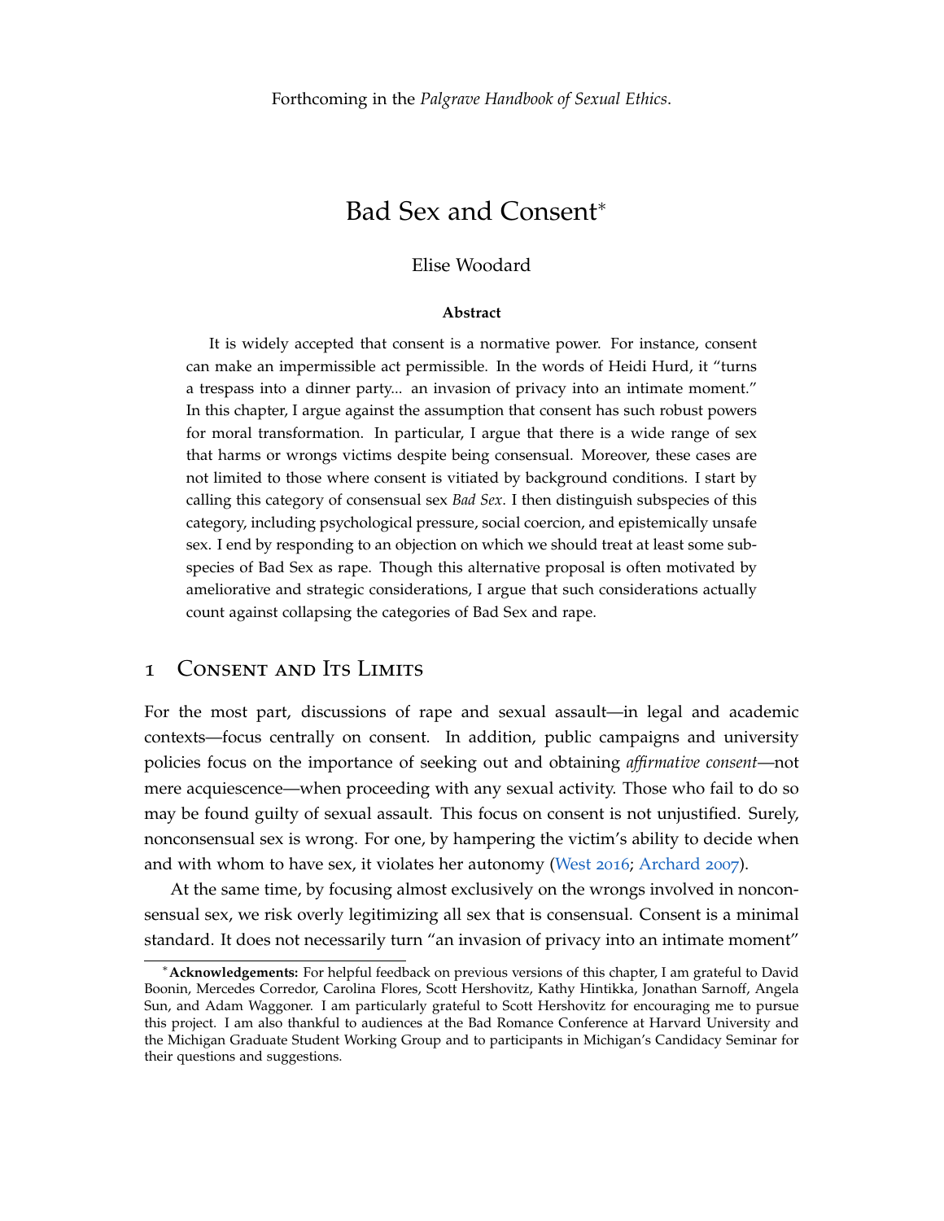Forthcoming in the *Palgrave Handbook of Sexual Ethics*.

# Bad Sex and Consent*

Elise Woodard

**Abstract**

It is widely accepted that consent is a normative power. For instance, consent can make an impermissible act permissible. In the words of Heidi Hurd, it "turns a trespass into a dinner party... an invasion of privacy into an intimate moment." In this chapter, I argue against the assumption that consent has such robust powers for moral transformation. In particular, I argue that there is a wide range of sex that harms or wrongs victims despite being consensual. Moreover, these cases are not limited to those where consent is vitiated by background conditions. I start by calling this category of consensual sex *Bad Sex*. I then distinguish subspecies of this category, including psychological pressure, social coercion, and epistemically unsafe sex. I end by responding to an objection on which we should treat at least some subspecies of Bad Sex as rape. Though this alternative proposal is often motivated by ameliorative and strategic considerations, I argue that such considerations actually count against collapsing the categories of Bad Sex and rape.

## 1 Consent and Its Limits

For the most part, discussions of rape and sexual assault—in legal and academic contexts—focus centrally on consent. In addition, public campaigns and university policies focus on the importance of seeking out and obtaining *affirmative consent*—not mere acquiescence—when proceeding with any sexual activity. Those who fail to do so may be found guilty of sexual assault. This focus on consent is not unjustified. Surely, nonconsensual sex is wrong. For one, by hampering the victim's ability to decide when and with whom to have sex, it violates her autonomy (West 2016; Archard 2007).

At the same time, by focusing almost exclusively on the wrongs involved in nonconsensual sex, we risk overly legitimizing all sex that is consensual. Consent is a minimal standard. It does not necessarily turn "an invasion of privacy into an intimate moment"

*Acknowledgements: For helpful feedback on previous versions of this chapter, I am grateful to David Boonin, Mercedes Corredor, Carolina Flores, Scott Hershovitz, Kathy Hintikka, Jonathan Sarnoff, Angela Sun, and Adam Waggoner. I am particularly grateful to Scott Hershovitz for encouraging me to pursue this project. I am also thankful to audiences at the Bad Romance Conference at Harvard University and the Michigan Graduate Student Working Group and to participants in Michigan's Candidacy Seminar for their questions and suggestions.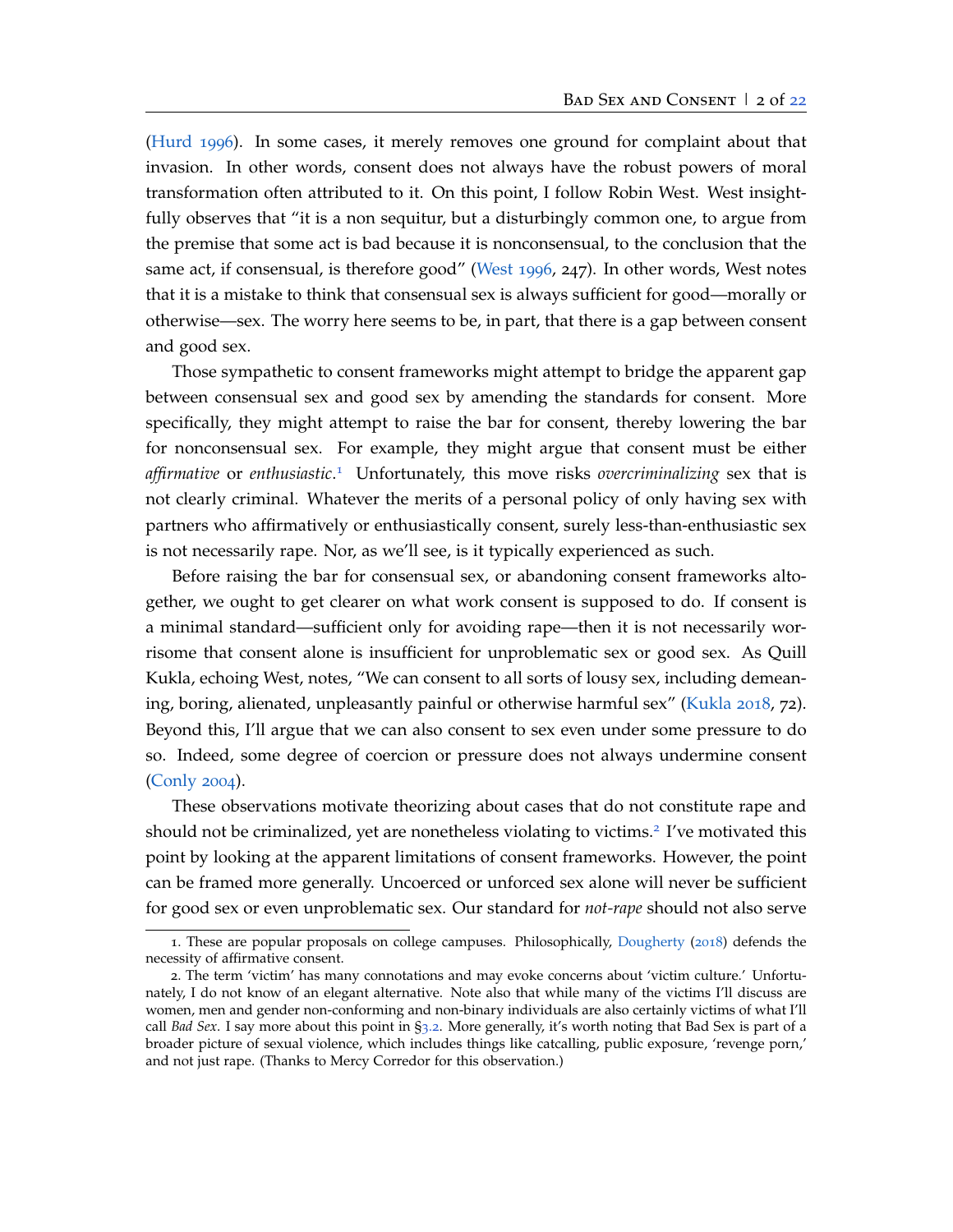(Hurd 1996). In some cases, it merely removes one ground for complaint about that invasion. In other words, consent does not always have the robust powers of moral transformation often attributed to it. On this point, I follow Robin West. West insightfully observes that "it is a non sequitur, but a disturbingly common one, to argue from the premise that some act is bad because it is nonconsensual, to the conclusion that the same act, if consensual, is therefore good" (West 1996, 247). In other words, West notes that it is a mistake to think that consensual sex is always sufficient for good—morally or otherwise—sex. The worry here seems to be, in part, that there is a gap between consent and good sex.

Those sympathetic to consent frameworks might attempt to bridge the apparent gap between consensual sex and good sex by amending the standards for consent. More specifically, they might attempt to raise the bar for consent, thereby lowering the bar for nonconsensual sex. For example, they might argue that consent must be either *affirmative* or *enthusiastic*.[1] Unfortunately, this move risks *overcriminalizing* sex that is not clearly criminal. Whatever the merits of a personal policy of only having sex with partners who affirmatively or enthusiastically consent, surely less-than-enthusiastic sex is not necessarily rape. Nor, as we'll see, is it typically experienced as such.

Before raising the bar for consensual sex, or abandoning consent frameworks altogether, we ought to get clearer on what work consent is supposed to do. If consent is a minimal standard—sufficient only for avoiding rape—then it is not necessarily worrisome that consent alone is insufficient for unproblematic sex or good sex. As Quill Kukla, echoing West, notes, "We can consent to all sorts of lousy sex, including demeaning, boring, alienated, unpleasantly painful or otherwise harmful sex" (Kukla 2018, 72). Beyond this, I'll argue that we can also consent to sex even under some pressure to do so. Indeed, some degree of coercion or pressure does not always undermine consent (Conly 2004).

These observations motivate theorizing about cases that do not constitute rape and should not be criminalized, yet are nonetheless violating to victims.[2] I've motivated this point by looking at the apparent limitations of consent frameworks. However, the point can be framed more generally. Uncoerced or unforced sex alone will never be sufficient for good sex or even unproblematic sex. Our standard for *not-rape* should not also serve

1. These are popular proposals on college campuses. Philosophically, Dougherty (2018) defends the necessity of affirmative consent.

2. The term 'victim' has many connotations and may evoke concerns about 'victim culture.' Unfortunately, I do not know of an elegant alternative. Note also that while many of the victims I'll discuss are women, men and gender non-conforming and non-binary individuals are also certainly victims of what I'll call *Bad Sex*. I say more about this point in §3.2. More generally, it's worth noting that Bad Sex is part of a broader picture of sexual violence, which includes things like catcalling, public exposure, 'revenge porn,' and not just rape. (Thanks to Mercy Corredor for this observation.)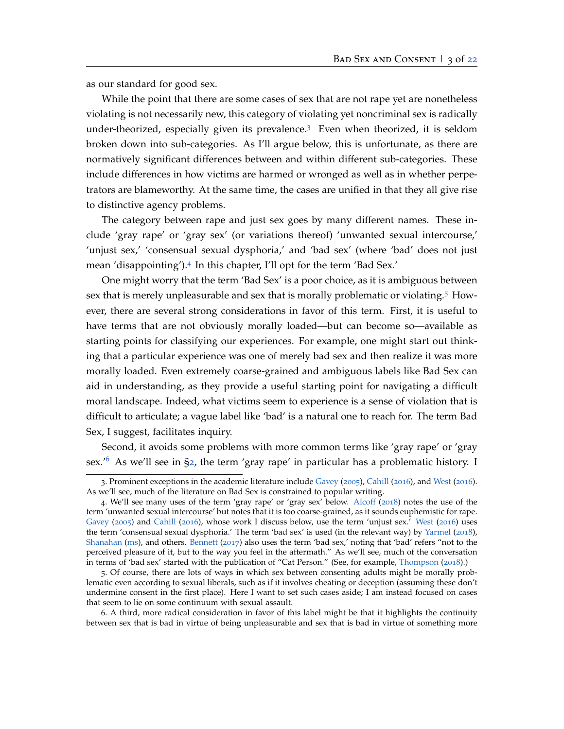as our standard for good sex.

While the point that there are some cases of sex that are not rape yet are nonetheless violating is not necessarily new, this category of violating yet noncriminal sex is radically under-theorized, especially given its prevalence.[3] Even when theorized, it is seldom broken down into sub-categories. As I'll argue below, this is unfortunate, as there are normatively significant differences between and within different sub-categories. These include differences in how victims are harmed or wronged as well as in whether perpetrators are blameworthy. At the same time, the cases are unified in that they all give rise to distinctive agency problems.

The category between rape and just sex goes by many different names. These include 'gray rape' or 'gray sex' (or variations thereof) 'unwanted sexual intercourse,' 'unjust sex,' 'consensual sexual dysphoria,' and 'bad sex' (where 'bad' does not just mean 'disappointing').[4] In this chapter, I'll opt for the term 'Bad Sex.'

One might worry that the term 'Bad Sex' is a poor choice, as it is ambiguous between sex that is merely unpleasurable and sex that is morally problematic or violating.[5] However, there are several strong considerations in favor of this term. First, it is useful to have terms that are not obviously morally loaded—but can become so—available as starting points for classifying our experiences. For example, one might start out thinking that a particular experience was one of merely bad sex and then realize it was more morally loaded. Even extremely coarse-grained and ambiguous labels like Bad Sex can aid in understanding, as they provide a useful starting point for navigating a difficult moral landscape. Indeed, what victims seem to experience is a sense of violation that is difficult to articulate; a vague label like 'bad' is a natural one to reach for. The term Bad Sex, I suggest, facilitates inquiry.

Second, it avoids some problems with more common terms like 'gray rape' or 'gray sex.'[6] As we'll see in §2, the term 'gray rape' in particular has a problematic history. I

---

3. Prominent exceptions in the academic literature include Gavey (2005), Cahill (2016), and West (2016). As we'll see, much of the literature on Bad Sex is constrained to popular writing.

4. We'll see many uses of the term 'gray rape' or 'gray sex' below. Alcoff (2018) notes the use of the term 'unwanted sexual intercourse' but notes that it is too coarse-grained, as it sounds euphemistic for rape. Gavey (2005) and Cahill (2016), whose work I discuss below, use the term 'unjust sex.' West (2016) uses the term 'consensual sexual dysphoria.' The term 'bad sex' is used (in the relevant way) by Yarmel (2018), Shanahan (ms), and others. Bennett (2017) also uses the term 'bad sex,' noting that 'bad' refers "not to the perceived pleasure of it, but to the way you feel in the aftermath." As we'll see, much of the conversation in terms of 'bad sex' started with the publication of "Cat Person." (See, for example, Thompson (2018).)

5. Of course, there are lots of ways in which sex between consenting adults might be morally problematic even according to sexual liberals, such as if it involves cheating or deception (assuming these don't undermine consent in the first place). Here I want to set such cases aside; I am instead focused on cases that seem to lie on some continuum with sexual assault.

6. A third, more radical consideration in favor of this label might be that it highlights the continuity between sex that is bad in virtue of being unpleasurable and sex that is bad in virtue of something more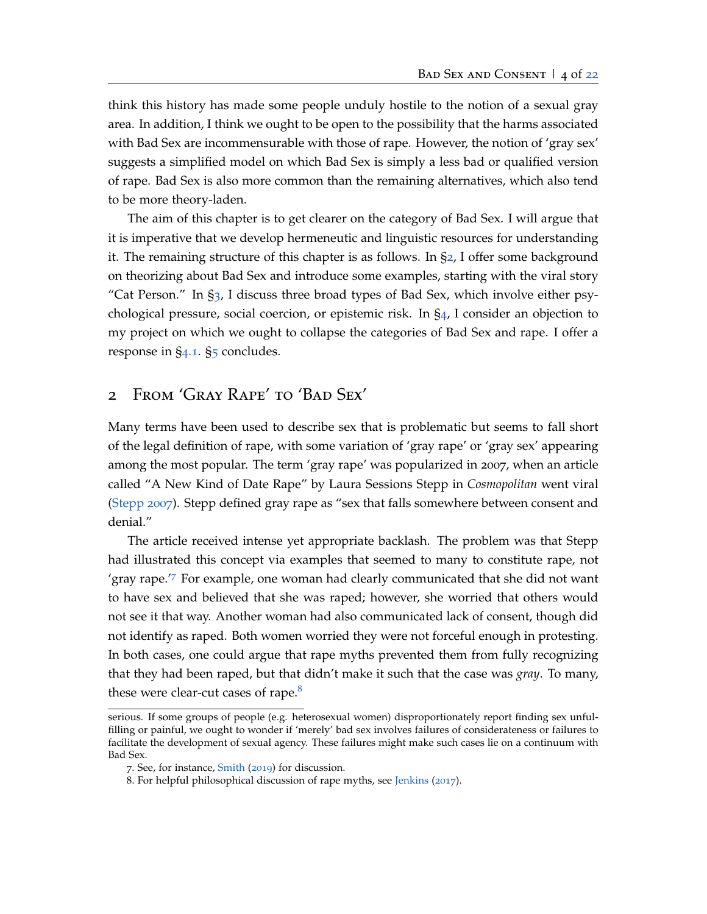think this history has made some people unduly hostile to the notion of a sexual gray area. In addition, I think we ought to be open to the possibility that the harms associated with Bad Sex are incommensurable with those of rape. However, the notion of 'gray sex' suggests a simplified model on which Bad Sex is simply a less bad or qualified version of rape. Bad Sex is also more common than the remaining alternatives, which also tend to be more theory-laden.

The aim of this chapter is to get clearer on the category of Bad Sex. I will argue that it is imperative that we develop hermeneutic and linguistic resources for understanding it. The remaining structure of this chapter is as follows. In §2, I offer some background on theorizing about Bad Sex and introduce some examples, starting with the viral story "Cat Person." In §3, I discuss three broad types of Bad Sex, which involve either psychological pressure, social coercion, or epistemic risk. In §4, I consider an objection to my project on which we ought to collapse the categories of Bad Sex and rape. I offer a response in §4.1. §5 concludes.

## 2 From 'Gray Rape' to 'Bad Sex'

Many terms have been used to describe sex that is problematic but seems to fall short of the legal definition of rape, with some variation of 'gray rape' or 'gray sex' appearing among the most popular. The term 'gray rape' was popularized in 2007, when an article called "A New Kind of Date Rape" by Laura Sessions Stepp in *Cosmopolitan* went viral (Stepp 2007). Stepp defined gray rape as "sex that falls somewhere between consent and denial."

The article received intense yet appropriate backlash. The problem was that Stepp had illustrated this concept via examples that seemed to many to constitute rape, not 'gray rape.'[7] For example, one woman had clearly communicated that she did not want to have sex and believed that she was raped; however, she worried that others would not see it that way. Another woman had also communicated lack of consent, though did not identify as raped. Both women worried they were not forceful enough in protesting. In both cases, one could argue that rape myths prevented them from fully recognizing that they had been raped, but that didn't make it such that the case was *gray*. To many, these were clear-cut cases of rape.[8]

---

serious. If some groups of people (e.g. heterosexual women) disproportionately report finding sex unfulfilling or painful, we ought to wonder if 'merely' bad sex involves failures of considerateness or failures to facilitate the development of sexual agency. These failures might make such cases lie on a continuum with Bad Sex.

7. See, for instance, Smith (2019) for discussion.

8. For helpful philosophical discussion of rape myths, see Jenkins (2017).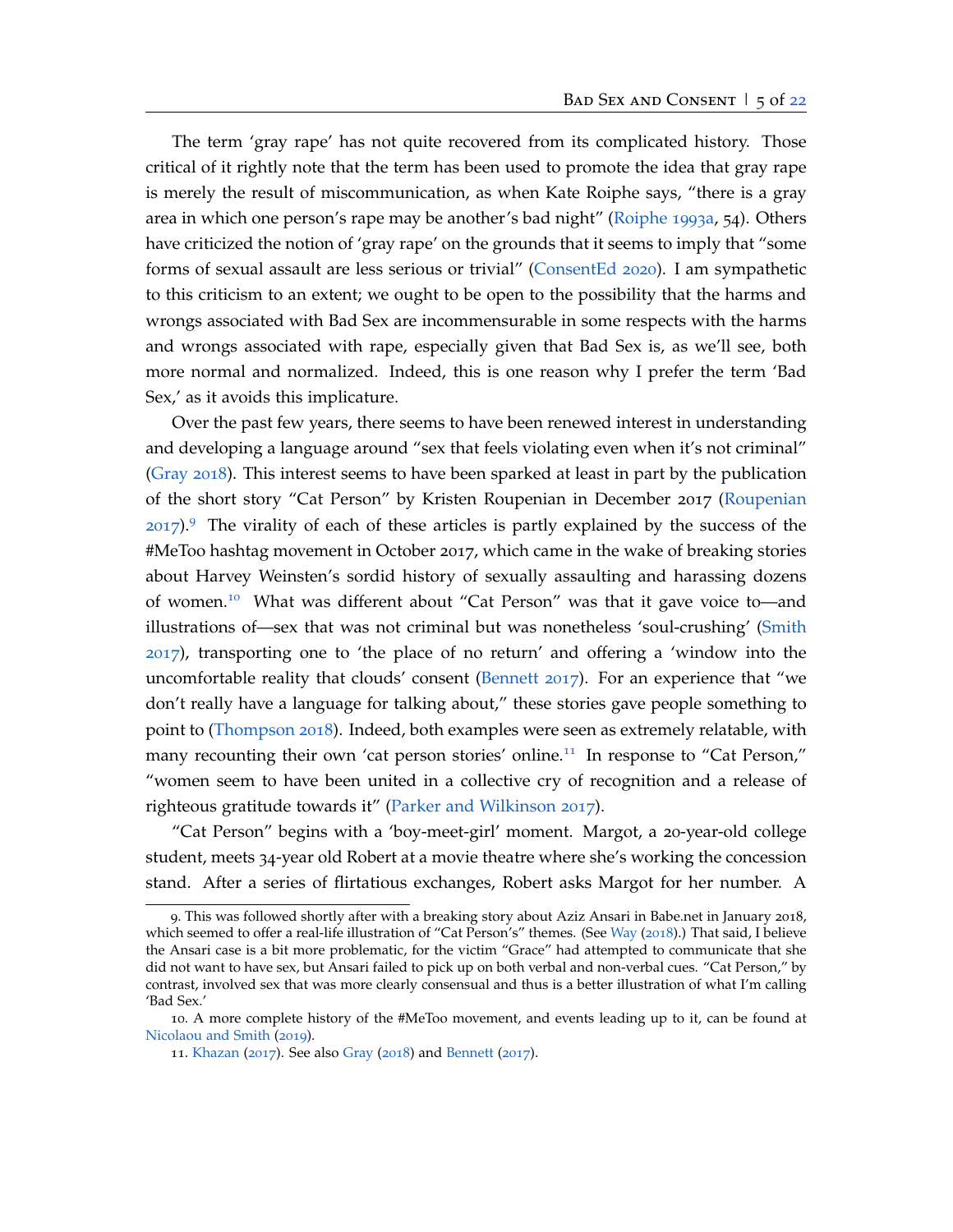The term 'gray rape' has not quite recovered from its complicated history. Those critical of it rightly note that the term has been used to promote the idea that gray rape is merely the result of miscommunication, as when Kate Roiphe says, "there is a gray area in which one person's rape may be another's bad night" (Roiphe 1993a, 54). Others have criticized the notion of 'gray rape' on the grounds that it seems to imply that "some forms of sexual assault are less serious or trivial" (ConsentEd 2020). I am sympathetic to this criticism to an extent; we ought to be open to the possibility that the harms and wrongs associated with Bad Sex are incommensurable in some respects with the harms and wrongs associated with rape, especially given that Bad Sex is, as we'll see, both more normal and normalized. Indeed, this is one reason why I prefer the term 'Bad Sex,' as it avoids this implicature.

Over the past few years, there seems to have been renewed interest in understanding and developing a language around "sex that feels violating even when it's not criminal" (Gray 2018). This interest seems to have been sparked at least in part by the publication of the short story "Cat Person" by Kristen Roupenian in December 2017 (Roupenian 2017).[9] The virality of each of these articles is partly explained by the success of the #MeToo hashtag movement in October 2017, which came in the wake of breaking stories about Harvey Weinsten's sordid history of sexually assaulting and harassing dozens of women.[10] What was different about "Cat Person" was that it gave voice to—and illustrations of—sex that was not criminal but was nonetheless 'soul-crushing' (Smith 2017), transporting one to 'the place of no return' and offering a 'window into the uncomfortable reality that clouds' consent (Bennett 2017). For an experience that "we don't really have a language for talking about," these stories gave people something to point to (Thompson 2018). Indeed, both examples were seen as extremely relatable, with many recounting their own 'cat person stories' online.[11] In response to "Cat Person," "women seem to have been united in a collective cry of recognition and a release of righteous gratitude towards it" (Parker and Wilkinson 2017).

"Cat Person" begins with a 'boy-meet-girl' moment. Margot, a 20-year-old college student, meets 34-year old Robert at a movie theatre where she's working the concession stand. After a series of flirtatious exchanges, Robert asks Margot for her number. A

---

9. This was followed shortly after with a breaking story about Aziz Ansari in Babe.net in January 2018, which seemed to offer a real-life illustration of "Cat Person's" themes. (See Way (2018).) That said, I believe the Ansari case is a bit more problematic, for the victim "Grace" had attempted to communicate that she did not want to have sex, but Ansari failed to pick up on both verbal and non-verbal cues. "Cat Person," by contrast, involved sex that was more clearly consensual and thus is a better illustration of what I'm calling 'Bad Sex.'

10. A more complete history of the #MeToo movement, and events leading up to it, can be found at Nicolaou and Smith (2019).

11. Khazan (2017). See also Gray (2018) and Bennett (2017).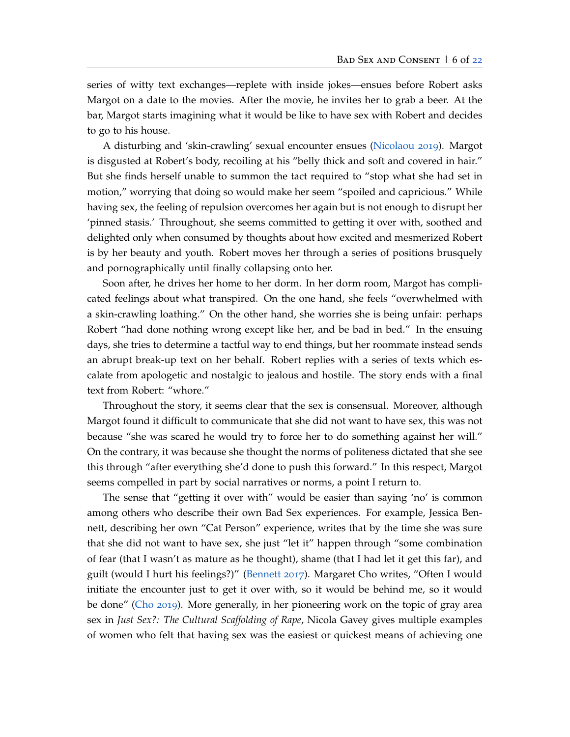series of witty text exchanges—replete with inside jokes—ensues before Robert asks Margot on a date to the movies. After the movie, he invites her to grab a beer. At the bar, Margot starts imagining what it would be like to have sex with Robert and decides to go to his house.

A disturbing and 'skin-crawling' sexual encounter ensues (Nicolaou 2019). Margot is disgusted at Robert's body, recoiling at his "belly thick and soft and covered in hair." But she finds herself unable to summon the tact required to "stop what she had set in motion," worrying that doing so would make her seem "spoiled and capricious." While having sex, the feeling of repulsion overcomes her again but is not enough to disrupt her 'pinned stasis.' Throughout, she seems committed to getting it over with, soothed and delighted only when consumed by thoughts about how excited and mesmerized Robert is by her beauty and youth. Robert moves her through a series of positions brusquely and pornographically until finally collapsing onto her.

Soon after, he drives her home to her dorm. In her dorm room, Margot has complicated feelings about what transpired. On the one hand, she feels "overwhelmed with a skin-crawling loathing." On the other hand, she worries she is being unfair: perhaps Robert "had done nothing wrong except like her, and be bad in bed." In the ensuing days, she tries to determine a tactful way to end things, but her roommate instead sends an abrupt break-up text on her behalf. Robert replies with a series of texts which escalate from apologetic and nostalgic to jealous and hostile. The story ends with a final text from Robert: "whore."

Throughout the story, it seems clear that the sex is consensual. Moreover, although Margot found it difficult to communicate that she did not want to have sex, this was not because "she was scared he would try to force her to do something against her will." On the contrary, it was because she thought the norms of politeness dictated that she see this through "after everything she'd done to push this forward." In this respect, Margot seems compelled in part by social narratives or norms, a point I return to.

The sense that "getting it over with" would be easier than saying 'no' is common among others who describe their own Bad Sex experiences. For example, Jessica Bennett, describing her own "Cat Person" experience, writes that by the time she was sure that she did not want to have sex, she just "let it" happen through "some combination of fear (that I wasn't as mature as he thought), shame (that I had let it get this far), and guilt (would I hurt his feelings?)" (Bennett 2017). Margaret Cho writes, "Often I would initiate the encounter just to get it over with, so it would be behind me, so it would be done" (Cho 2019). More generally, in her pioneering work on the topic of gray area sex in *Just Sex?: The Cultural Scaffolding of Rape*, Nicola Gavey gives multiple examples of women who felt that having sex was the easiest or quickest means of achieving one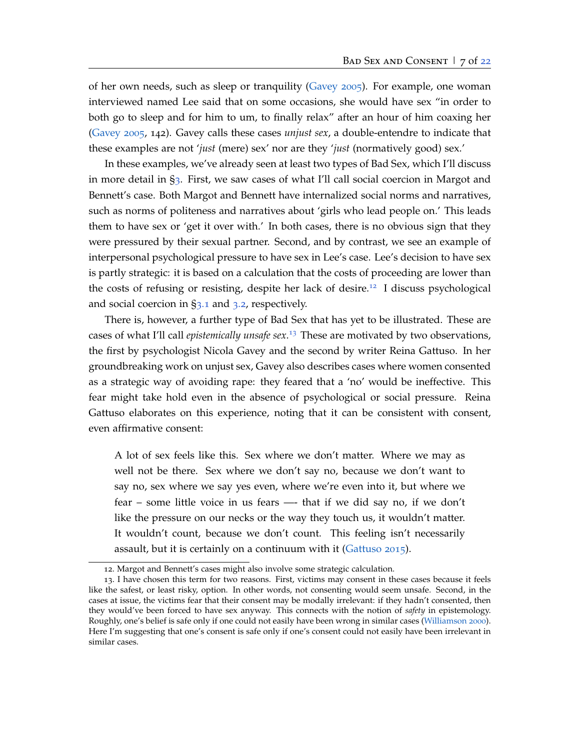of her own needs, such as sleep or tranquility (Gavey 2005). For example, one woman interviewed named Lee said that on some occasions, she would have sex "in order to both go to sleep and for him to um, to finally relax" after an hour of him coaxing her (Gavey 2005, 142). Gavey calls these cases *unjust sex*, a double-entendre to indicate that these examples are not '*just* (mere) sex' nor are they '*just* (normatively good) sex.'

In these examples, we've already seen at least two types of Bad Sex, which I'll discuss in more detail in §3. First, we saw cases of what I'll call social coercion in Margot and Bennett's case. Both Margot and Bennett have internalized social norms and narratives, such as norms of politeness and narratives about 'girls who lead people on.' This leads them to have sex or 'get it over with.' In both cases, there is no obvious sign that they were pressured by their sexual partner. Second, and by contrast, we see an example of interpersonal psychological pressure to have sex in Lee's case. Lee's decision to have sex is partly strategic: it is based on a calculation that the costs of proceeding are lower than the costs of refusing or resisting, despite her lack of desire.[12] I discuss psychological and social coercion in §3.1 and 3.2, respectively.

There is, however, a further type of Bad Sex that has yet to be illustrated. These are cases of what I'll call *epistemically unsafe sex*.[13] These are motivated by two observations, the first by psychologist Nicola Gavey and the second by writer Reina Gattuso. In her groundbreaking work on unjust sex, Gavey also describes cases where women consented as a strategic way of avoiding rape: they feared that a 'no' would be ineffective. This fear might take hold even in the absence of psychological or social pressure. Reina Gattuso elaborates on this experience, noting that it can be consistent with consent, even affirmative consent:

> A lot of sex feels like this. Sex where we don't matter. Where we may as well not be there. Sex where we don't say no, because we don't want to say no, sex where we say yes even, where we're even into it, but where we fear – some little voice in us fears —- that if we did say no, if we don't like the pressure on our necks or the way they touch us, it wouldn't matter. It wouldn't count, because we don't count. This feeling isn't necessarily assault, but it is certainly on a continuum with it (Gattuso 2015).

12. Margot and Bennett's cases might also involve some strategic calculation.

13. I have chosen this term for two reasons. First, victims may consent in these cases because it feels like the safest, or least risky, option. In other words, not consenting would seem unsafe. Second, in the cases at issue, the victims fear that their consent may be modally irrelevant: if they hadn't consented, then they would've been forced to have sex anyway. This connects with the notion of *safety* in epistemology. Roughly, one's belief is safe only if one could not easily have been wrong in similar cases (Williamson 2000). Here I'm suggesting that one's consent is safe only if one's consent could not easily have been irrelevant in similar cases.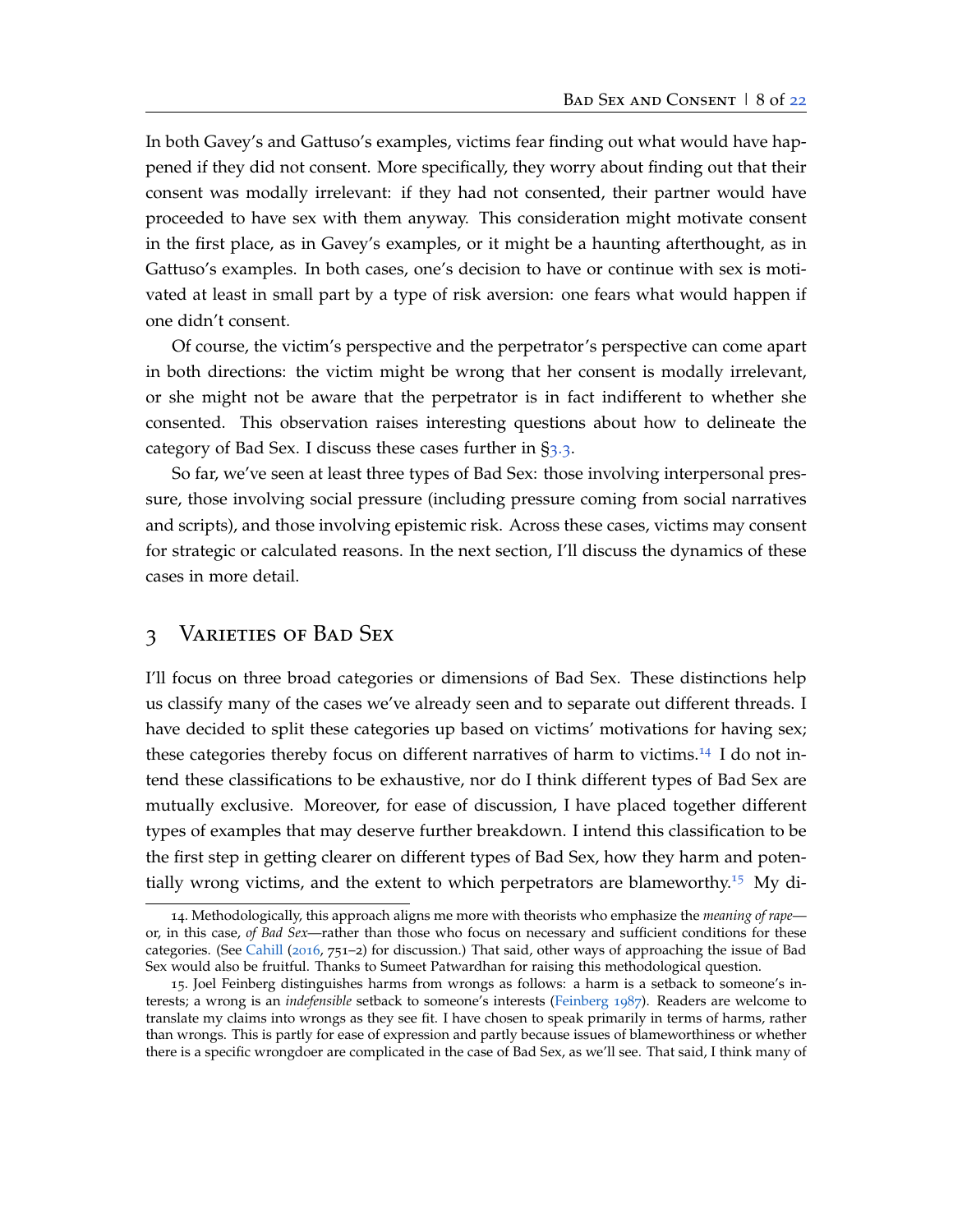In both Gavey's and Gattuso's examples, victims fear finding out what would have happened if they did not consent. More specifically, they worry about finding out that their consent was modally irrelevant: if they had not consented, their partner would have proceeded to have sex with them anyway. This consideration might motivate consent in the first place, as in Gavey's examples, or it might be a haunting afterthought, as in Gattuso's examples. In both cases, one's decision to have or continue with sex is motivated at least in small part by a type of risk aversion: one fears what would happen if one didn't consent.

Of course, the victim's perspective and the perpetrator's perspective can come apart in both directions: the victim might be wrong that her consent is modally irrelevant, or she might not be aware that the perpetrator is in fact indifferent to whether she consented. This observation raises interesting questions about how to delineate the category of Bad Sex. I discuss these cases further in §3.3.

So far, we've seen at least three types of Bad Sex: those involving interpersonal pressure, those involving social pressure (including pressure coming from social narratives and scripts), and those involving epistemic risk. Across these cases, victims may consent for strategic or calculated reasons. In the next section, I'll discuss the dynamics of these cases in more detail.

## 3 Varieties of Bad Sex

I'll focus on three broad categories or dimensions of Bad Sex. These distinctions help us classify many of the cases we've already seen and to separate out different threads. I have decided to split these categories up based on victims' motivations for having sex; these categories thereby focus on different narratives of harm to victims.[14] I do not intend these classifications to be exhaustive, nor do I think different types of Bad Sex are mutually exclusive. Moreover, for ease of discussion, I have placed together different types of examples that may deserve further breakdown. I intend this classification to be the first step in getting clearer on different types of Bad Sex, how they harm and potentially wrong victims, and the extent to which perpetrators are blameworthy.[15] My di-

14. Methodologically, this approach aligns me more with theorists who emphasize the *meaning of rape*—or, in this case, *of Bad Sex*—rather than those who focus on necessary and sufficient conditions for these categories. (See Cahill (2016, 751–2) for discussion.) That said, other ways of approaching the issue of Bad Sex would also be fruitful. Thanks to Sumeet Patwardhan for raising this methodological question.

15. Joel Feinberg distinguishes harms from wrongs as follows: a harm is a setback to someone's interests; a wrong is an *indefensible* setback to someone's interests (Feinberg 1987). Readers are welcome to translate my claims into wrongs as they see fit. I have chosen to speak primarily in terms of harms, rather than wrongs. This is partly for ease of expression and partly because issues of blameworthiness or whether there is a specific wrongdoer are complicated in the case of Bad Sex, as we'll see. That said, I think many of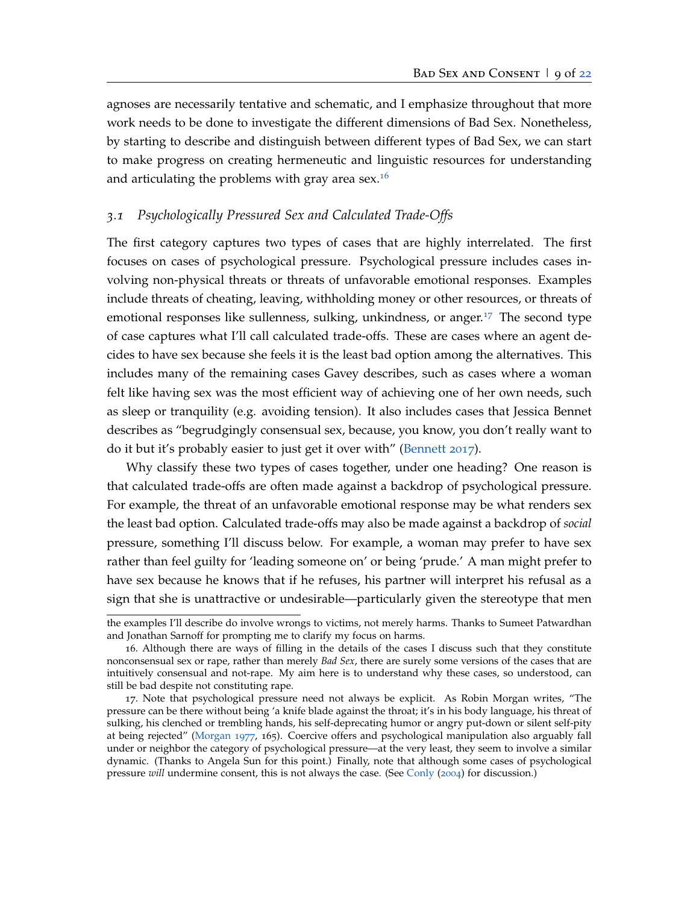agnoses are necessarily tentative and schematic, and I emphasize throughout that more work needs to be done to investigate the different dimensions of Bad Sex. Nonetheless, by starting to describe and distinguish between different types of Bad Sex, we can start to make progress on creating hermeneutic and linguistic resources for understanding and articulating the problems with gray area sex.[16]

### 3.1 *Psychologically Pressured Sex and Calculated Trade-Offs*

The first category captures two types of cases that are highly interrelated. The first focuses on cases of psychological pressure. Psychological pressure includes cases involving non-physical threats or threats of unfavorable emotional responses. Examples include threats of cheating, leaving, withholding money or other resources, or threats of emotional responses like sullenness, sulking, unkindness, or anger.[17] The second type of case captures what I'll call calculated trade-offs. These are cases where an agent decides to have sex because she feels it is the least bad option among the alternatives. This includes many of the remaining cases Gavey describes, such as cases where a woman felt like having sex was the most efficient way of achieving one of her own needs, such as sleep or tranquility (e.g. avoiding tension). It also includes cases that Jessica Bennet describes as "begrudgingly consensual sex, because, you know, you don't really want to do it but it's probably easier to just get it over with" (Bennett 2017).

Why classify these two types of cases together, under one heading? One reason is that calculated trade-offs are often made against a backdrop of psychological pressure. For example, the threat of an unfavorable emotional response may be what renders sex the least bad option. Calculated trade-offs may also be made against a backdrop of *social* pressure, something I'll discuss below. For example, a woman may prefer to have sex rather than feel guilty for 'leading someone on' or being 'prude.' A man might prefer to have sex because he knows that if he refuses, his partner will interpret his refusal as a sign that she is unattractive or undesirable—particularly given the stereotype that men

---

the examples I'll describe do involve wrongs to victims, not merely harms. Thanks to Sumeet Patwardhan and Jonathan Sarnoff for prompting me to clarify my focus on harms.

16. Although there are ways of filling in the details of the cases I discuss such that they constitute nonconsensual sex or rape, rather than merely *Bad Sex*, there are surely some versions of the cases that are intuitively consensual and not-rape. My aim here is to understand why these cases, so understood, can still be bad despite not constituting rape.

17. Note that psychological pressure need not always be explicit. As Robin Morgan writes, "The pressure can be there without being 'a knife blade against the throat; it's in his body language, his threat of sulking, his clenched or trembling hands, his self-deprecating humor or angry put-down or silent self-pity at being rejected" (Morgan 1977, 165). Coercive offers and psychological manipulation also arguably fall under or neighbor the category of psychological pressure—at the very least, they seem to involve a similar dynamic. (Thanks to Angela Sun for this point.) Finally, note that although some cases of psychological pressure *will* undermine consent, this is not always the case. (See Conly (2004) for discussion.)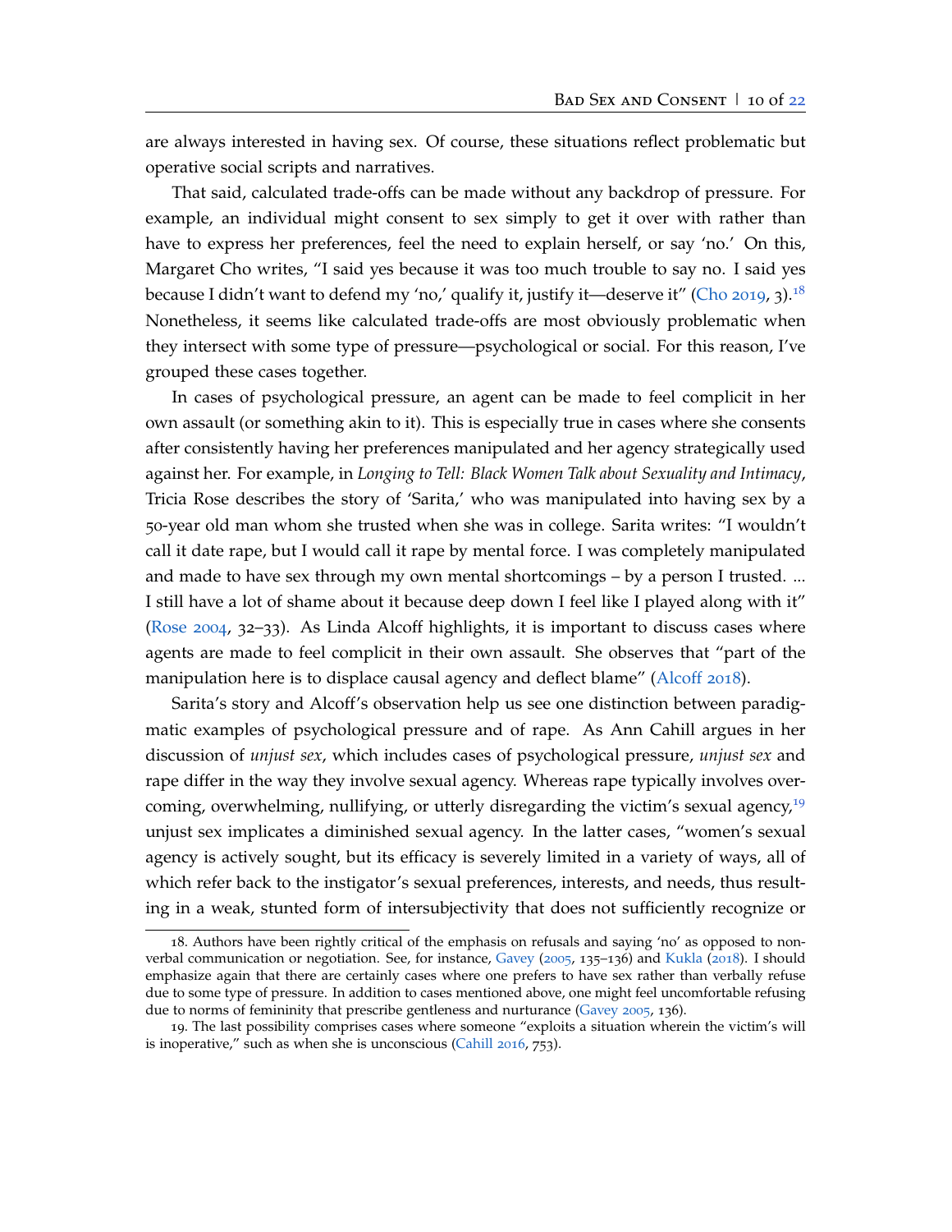are always interested in having sex. Of course, these situations reflect problematic but operative social scripts and narratives.

That said, calculated trade-offs can be made without any backdrop of pressure. For example, an individual might consent to sex simply to get it over with rather than have to express her preferences, feel the need to explain herself, or say 'no.' On this, Margaret Cho writes, "I said yes because it was too much trouble to say no. I said yes because I didn't want to defend my 'no,' qualify it, justify it—deserve it" (Cho 2019, 3).[18] Nonetheless, it seems like calculated trade-offs are most obviously problematic when they intersect with some type of pressure—psychological or social. For this reason, I've grouped these cases together.

In cases of psychological pressure, an agent can be made to feel complicit in her own assault (or something akin to it). This is especially true in cases where she consents after consistently having her preferences manipulated and her agency strategically used against her. For example, in *Longing to Tell: Black Women Talk about Sexuality and Intimacy*, Tricia Rose describes the story of 'Sarita,' who was manipulated into having sex by a 50-year old man whom she trusted when she was in college. Sarita writes: "I wouldn't call it date rape, but I would call it rape by mental force. I was completely manipulated and made to have sex through my own mental shortcomings – by a person I trusted. ... I still have a lot of shame about it because deep down I feel like I played along with it" (Rose 2004, 32–33). As Linda Alcoff highlights, it is important to discuss cases where agents are made to feel complicit in their own assault. She observes that "part of the manipulation here is to displace causal agency and deflect blame" (Alcoff 2018).

Sarita's story and Alcoff's observation help us see one distinction between paradigmatic examples of psychological pressure and of rape. As Ann Cahill argues in her discussion of *unjust sex*, which includes cases of psychological pressure, *unjust sex* and rape differ in the way they involve sexual agency. Whereas rape typically involves overcoming, overwhelming, nullifying, or utterly disregarding the victim's sexual agency,[19] unjust sex implicates a diminished sexual agency. In the latter cases, "women's sexual agency is actively sought, but its efficacy is severely limited in a variety of ways, all of which refer back to the instigator's sexual preferences, interests, and needs, thus resulting in a weak, stunted form of intersubjectivity that does not sufficiently recognize or

18. Authors have been rightly critical of the emphasis on refusals and saying 'no' as opposed to nonverbal communication or negotiation. See, for instance, Gavey (2005, 135–136) and Kukla (2018). I should emphasize again that there are certainly cases where one prefers to have sex rather than verbally refuse due to some type of pressure. In addition to cases mentioned above, one might feel uncomfortable refusing due to norms of femininity that prescribe gentleness and nurturance (Gavey 2005, 136).

19. The last possibility comprises cases where someone "exploits a situation wherein the victim's will is inoperative," such as when she is unconscious (Cahill 2016, 753).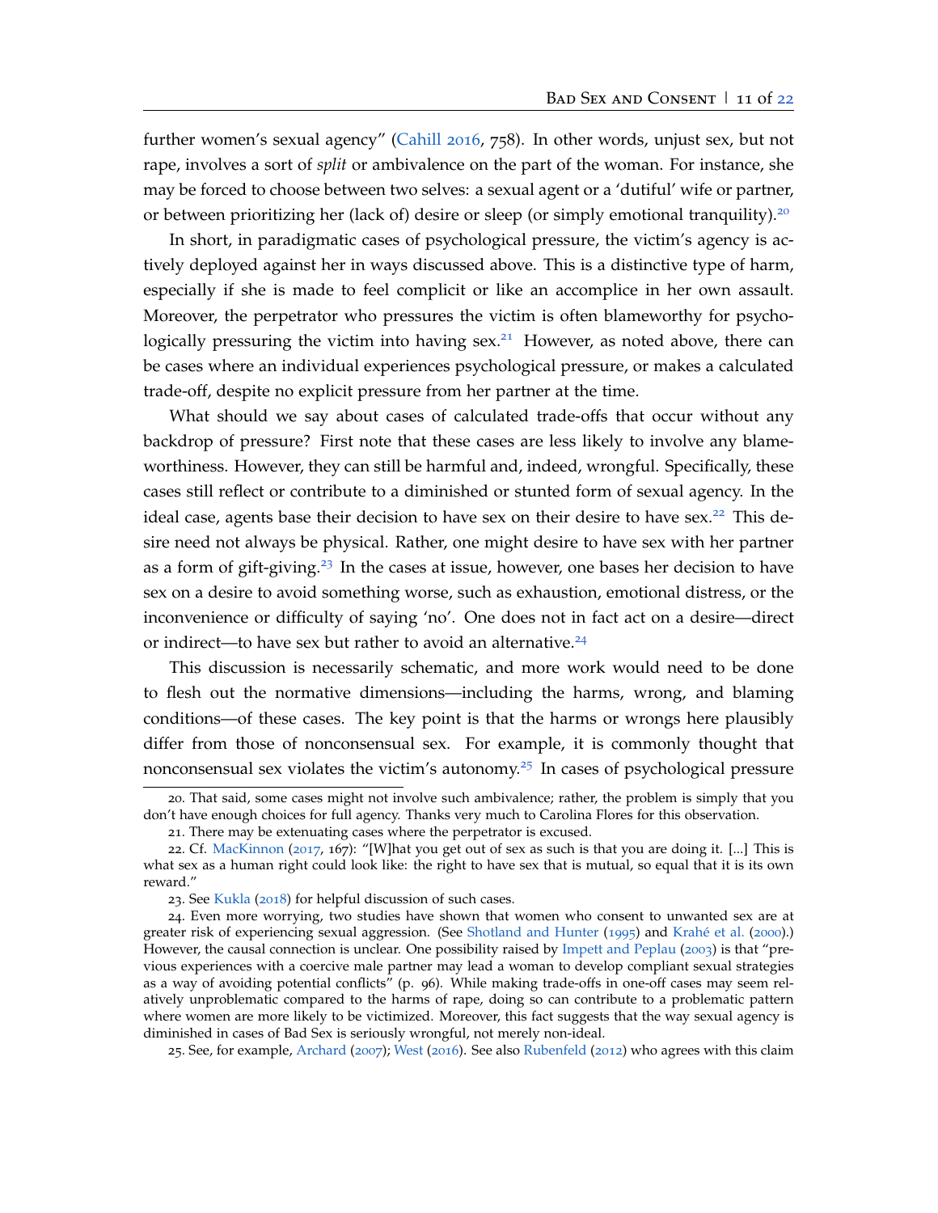further women's sexual agency" (Cahill 2016, 758). In other words, unjust sex, but not rape, involves a sort of *split* or ambivalence on the part of the woman. For instance, she may be forced to choose between two selves: a sexual agent or a 'dutiful' wife or partner, or between prioritizing her (lack of) desire or sleep (or simply emotional tranquility).[20]

In short, in paradigmatic cases of psychological pressure, the victim's agency is actively deployed against her in ways discussed above. This is a distinctive type of harm, especially if she is made to feel complicit or like an accomplice in her own assault. Moreover, the perpetrator who pressures the victim is often blameworthy for psychologically pressuring the victim into having sex.[21] However, as noted above, there can be cases where an individual experiences psychological pressure, or makes a calculated trade-off, despite no explicit pressure from her partner at the time.

What should we say about cases of calculated trade-offs that occur without any backdrop of pressure? First note that these cases are less likely to involve any blameworthiness. However, they can still be harmful and, indeed, wrongful. Specifically, these cases still reflect or contribute to a diminished or stunted form of sexual agency. In the ideal case, agents base their decision to have sex on their desire to have sex.[22] This desire need not always be physical. Rather, one might desire to have sex with her partner as a form of gift-giving.[23] In the cases at issue, however, one bases her decision to have sex on a desire to avoid something worse, such as exhaustion, emotional distress, or the inconvenience or difficulty of saying 'no'. One does not in fact act on a desire—direct or indirect—to have sex but rather to avoid an alternative.[24]

This discussion is necessarily schematic, and more work would need to be done to flesh out the normative dimensions—including the harms, wrong, and blaming conditions—of these cases. The key point is that the harms or wrongs here plausibly differ from those of nonconsensual sex. For example, it is commonly thought that nonconsensual sex violates the victim's autonomy.[25] In cases of psychological pressure

20. That said, some cases might not involve such ambivalence; rather, the problem is simply that you don't have enough choices for full agency. Thanks very much to Carolina Flores for this observation.

21. There may be extenuating cases where the perpetrator is excused.

22. Cf. MacKinnon (2017, 167): "[W]hat you get out of sex as such is that you are doing it. [...] This is what sex as a human right could look like: the right to have sex that is mutual, so equal that it is its own reward."

23. See Kukla (2018) for helpful discussion of such cases.

24. Even more worrying, two studies have shown that women who consent to unwanted sex are at greater risk of experiencing sexual aggression. (See Shotland and Hunter (1995) and Krahé et al. (2000).) However, the causal connection is unclear. One possibility raised by Impett and Peplau (2003) is that "previous experiences with a coercive male partner may lead a woman to develop compliant sexual strategies as a way of avoiding potential conflicts" (p. 96). While making trade-offs in one-off cases may seem relatively unproblematic compared to the harms of rape, doing so can contribute to a problematic pattern where women are more likely to be victimized. Moreover, this fact suggests that the way sexual agency is diminished in cases of Bad Sex is seriously wrongful, not merely non-ideal.

25. See, for example, Archard (2007); West (2016). See also Rubenfeld (2012) who agrees with this claim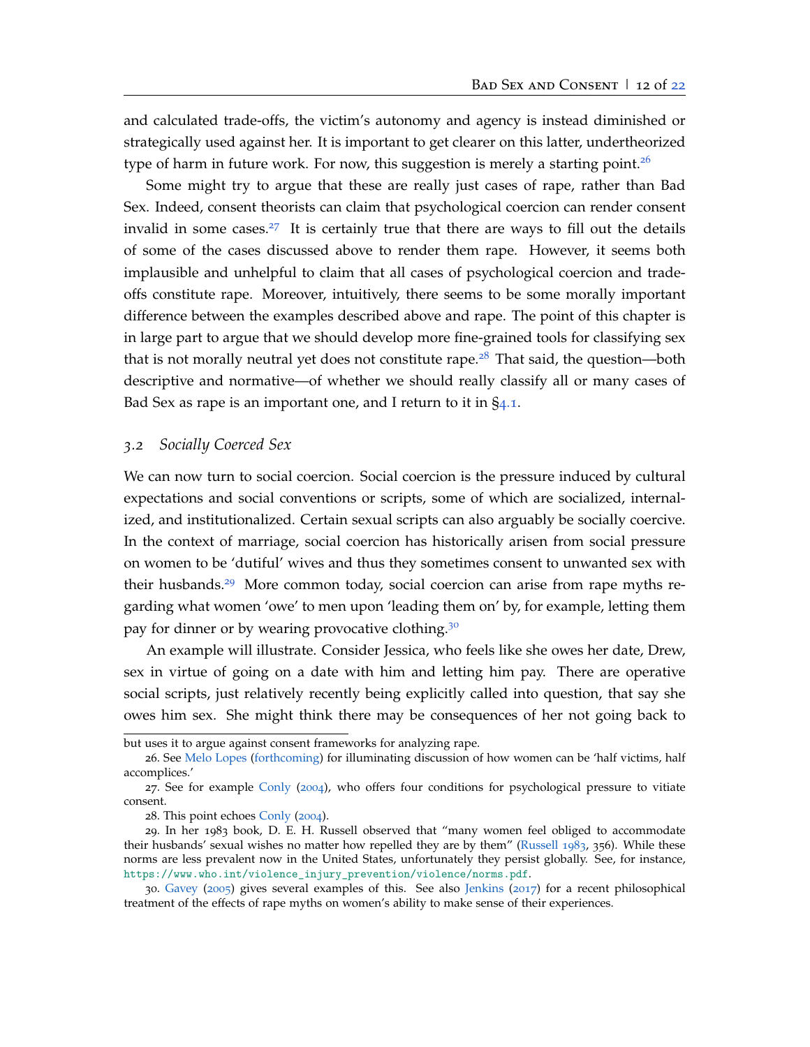and calculated trade-offs, the victim's autonomy and agency is instead diminished or strategically used against her. It is important to get clearer on this latter, undertheorized type of harm in future work. For now, this suggestion is merely a starting point.[26]

Some might try to argue that these are really just cases of rape, rather than Bad Sex. Indeed, consent theorists can claim that psychological coercion can render consent invalid in some cases.[27] It is certainly true that there are ways to fill out the details of some of the cases discussed above to render them rape. However, it seems both implausible and unhelpful to claim that all cases of psychological coercion and trade-offs constitute rape. Moreover, intuitively, there seems to be some morally important difference between the examples described above and rape. The point of this chapter is in large part to argue that we should develop more fine-grained tools for classifying sex that is not morally neutral yet does not constitute rape.[28] That said, the question—both descriptive and normative—of whether we should really classify all or many cases of Bad Sex as rape is an important one, and I return to it in §4.1.

### 3.2 *Socially Coerced Sex*

We can now turn to social coercion. Social coercion is the pressure induced by cultural expectations and social conventions or scripts, some of which are socialized, internalized, and institutionalized. Certain sexual scripts can also arguably be socially coercive. In the context of marriage, social coercion has historically arisen from social pressure on women to be 'dutiful' wives and thus they sometimes consent to unwanted sex with their husbands.[29] More common today, social coercion can arise from rape myths regarding what women 'owe' to men upon 'leading them on' by, for example, letting them pay for dinner or by wearing provocative clothing.[30]

An example will illustrate. Consider Jessica, who feels like she owes her date, Drew, sex in virtue of going on a date with him and letting him pay. There are operative social scripts, just relatively recently being explicitly called into question, that say she owes him sex. She might think there may be consequences of her not going back to

---

but uses it to argue against consent frameworks for analyzing rape.

26. See Melo Lopes (forthcoming) for illuminating discussion of how women can be 'half victims, half accomplices.'

27. See for example Conly (2004), who offers four conditions for psychological pressure to vitiate consent.

28. This point echoes Conly (2004).

29. In her 1983 book, D. E. H. Russell observed that "many women feel obliged to accommodate their husbands' sexual wishes no matter how repelled they are by them" (Russell 1983, 356). While these norms are less prevalent now in the United States, unfortunately they persist globally. See, for instance, https://www.who.int/violence_injury_prevention/violence/norms.pdf.

30. Gavey (2005) gives several examples of this. See also Jenkins (2017) for a recent philosophical treatment of the effects of rape myths on women's ability to make sense of their experiences.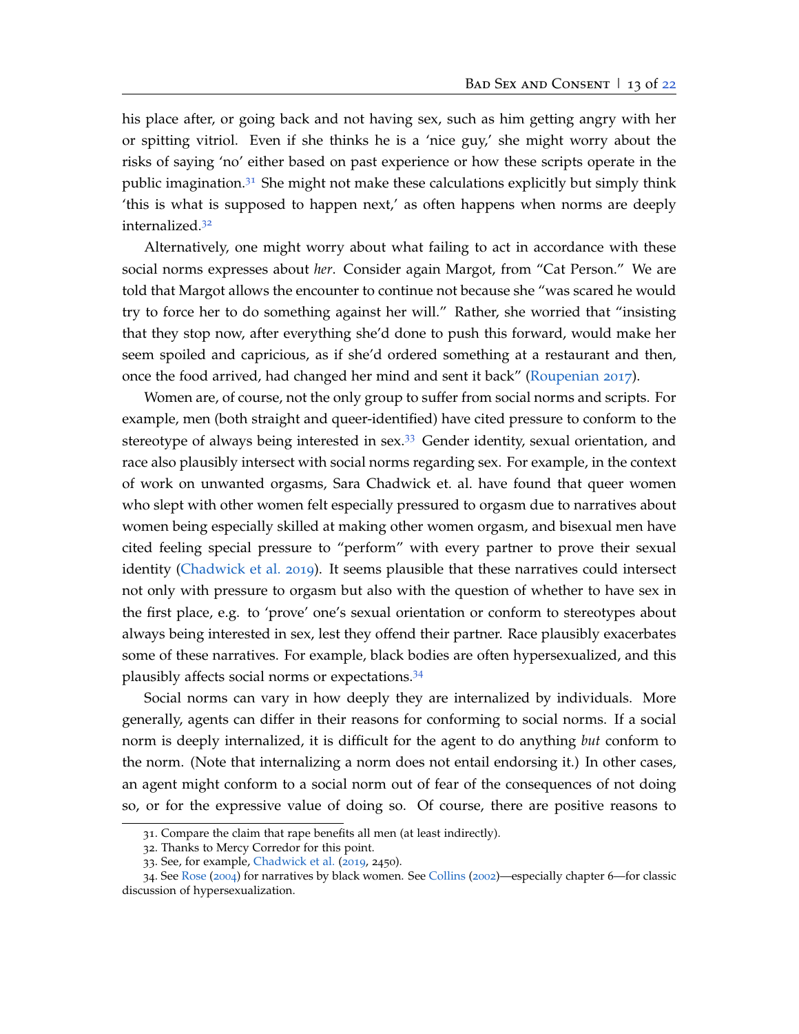his place after, or going back and not having sex, such as him getting angry with her or spitting vitriol. Even if she thinks he is a 'nice guy,' she might worry about the risks of saying 'no' either based on past experience or how these scripts operate in the public imagination.[31] She might not make these calculations explicitly but simply think 'this is what is supposed to happen next,' as often happens when norms are deeply internalized.[32]

Alternatively, one might worry about what failing to act in accordance with these social norms expresses about *her*. Consider again Margot, from "Cat Person." We are told that Margot allows the encounter to continue not because she "was scared he would try to force her to do something against her will." Rather, she worried that "insisting that they stop now, after everything she'd done to push this forward, would make her seem spoiled and capricious, as if she'd ordered something at a restaurant and then, once the food arrived, had changed her mind and sent it back" (Roupenian 2017).

Women are, of course, not the only group to suffer from social norms and scripts. For example, men (both straight and queer-identified) have cited pressure to conform to the stereotype of always being interested in sex.[33] Gender identity, sexual orientation, and race also plausibly intersect with social norms regarding sex. For example, in the context of work on unwanted orgasms, Sara Chadwick et. al. have found that queer women who slept with other women felt especially pressured to orgasm due to narratives about women being especially skilled at making other women orgasm, and bisexual men have cited feeling special pressure to "perform" with every partner to prove their sexual identity (Chadwick et al. 2019). It seems plausible that these narratives could intersect not only with pressure to orgasm but also with the question of whether to have sex in the first place, e.g. to 'prove' one's sexual orientation or conform to stereotypes about always being interested in sex, lest they offend their partner. Race plausibly exacerbates some of these narratives. For example, black bodies are often hypersexualized, and this plausibly affects social norms or expectations.[34]

Social norms can vary in how deeply they are internalized by individuals. More generally, agents can differ in their reasons for conforming to social norms. If a social norm is deeply internalized, it is difficult for the agent to do anything *but* conform to the norm. (Note that internalizing a norm does not entail endorsing it.) In other cases, an agent might conform to a social norm out of fear of the consequences of not doing so, or for the expressive value of doing so. Of course, there are positive reasons to

31. Compare the claim that rape benefits all men (at least indirectly).

32. Thanks to Mercy Corredor for this point.

33. See, for example, Chadwick et al. (2019, 2450).

34. See Rose (2004) for narratives by black women. See Collins (2002)—especially chapter 6—for classic discussion of hypersexualization.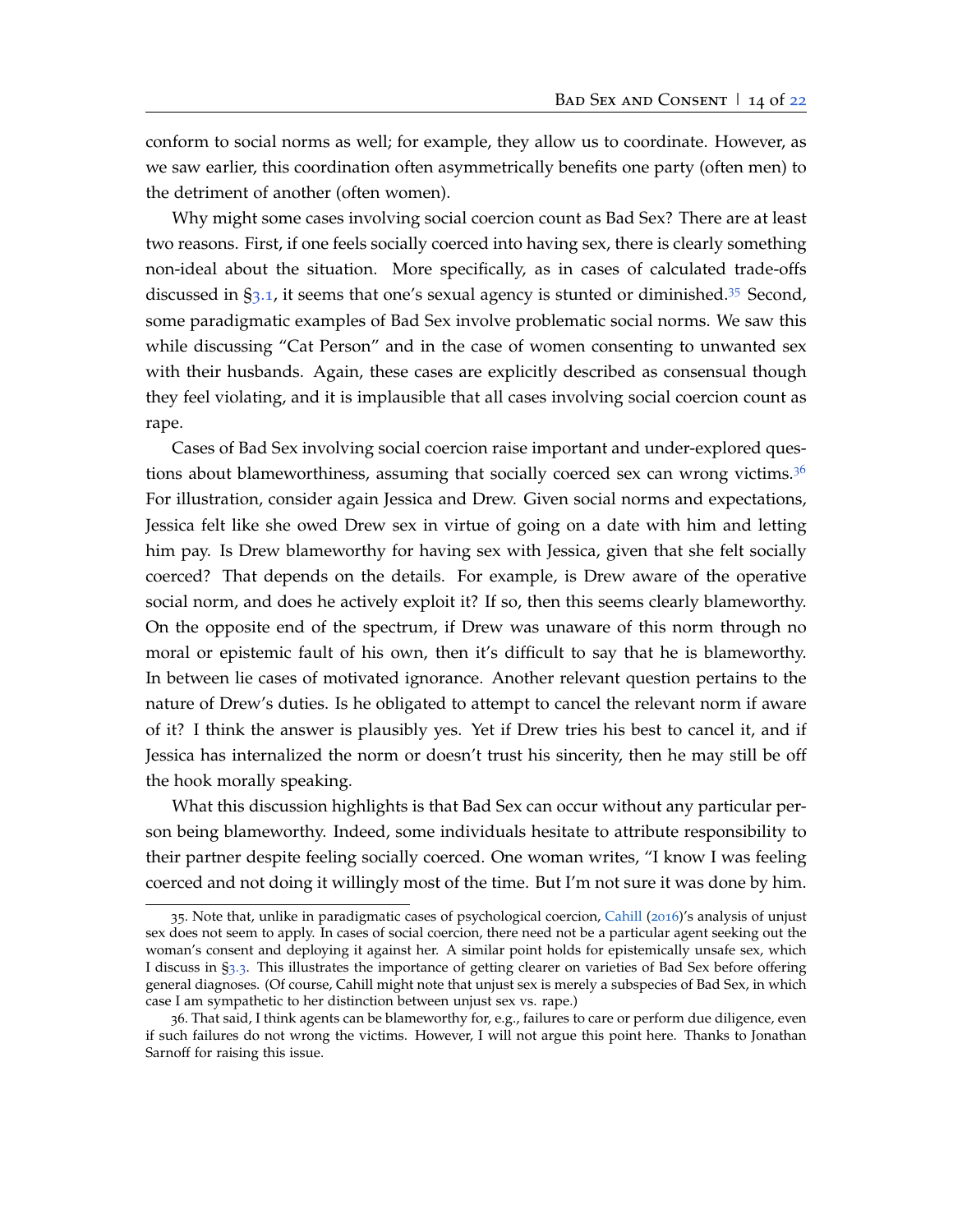conform to social norms as well; for example, they allow us to coordinate. However, as we saw earlier, this coordination often asymmetrically benefits one party (often men) to the detriment of another (often women).

Why might some cases involving social coercion count as Bad Sex? There are at least two reasons. First, if one feels socially coerced into having sex, there is clearly something non-ideal about the situation. More specifically, as in cases of calculated trade-offs discussed in §3.1, it seems that one's sexual agency is stunted or diminished.[35] Second, some paradigmatic examples of Bad Sex involve problematic social norms. We saw this while discussing "Cat Person" and in the case of women consenting to unwanted sex with their husbands. Again, these cases are explicitly described as consensual though they feel violating, and it is implausible that all cases involving social coercion count as rape.

Cases of Bad Sex involving social coercion raise important and under-explored questions about blameworthiness, assuming that socially coerced sex can wrong victims.[36] For illustration, consider again Jessica and Drew. Given social norms and expectations, Jessica felt like she owed Drew sex in virtue of going on a date with him and letting him pay. Is Drew blameworthy for having sex with Jessica, given that she felt socially coerced? That depends on the details. For example, is Drew aware of the operative social norm, and does he actively exploit it? If so, then this seems clearly blameworthy. On the opposite end of the spectrum, if Drew was unaware of this norm through no moral or epistemic fault of his own, then it's difficult to say that he is blameworthy. In between lie cases of motivated ignorance. Another relevant question pertains to the nature of Drew's duties. Is he obligated to attempt to cancel the relevant norm if aware of it? I think the answer is plausibly yes. Yet if Drew tries his best to cancel it, and if Jessica has internalized the norm or doesn't trust his sincerity, then he may still be off the hook morally speaking.

What this discussion highlights is that Bad Sex can occur without any particular person being blameworthy. Indeed, some individuals hesitate to attribute responsibility to their partner despite feeling socially coerced. One woman writes, "I know I was feeling coerced and not doing it willingly most of the time. But I'm not sure it was done by him.

35. Note that, unlike in paradigmatic cases of psychological coercion, Cahill (2016)'s analysis of unjust sex does not seem to apply. In cases of social coercion, there need not be a particular agent seeking out the woman's consent and deploying it against her. A similar point holds for epistemically unsafe sex, which I discuss in §3.3. This illustrates the importance of getting clearer on varieties of Bad Sex before offering general diagnoses. (Of course, Cahill might note that unjust sex is merely a subspecies of Bad Sex, in which case I am sympathetic to her distinction between unjust sex vs. rape.)

36. That said, I think agents can be blameworthy for, e.g., failures to care or perform due diligence, even if such failures do not wrong the victims. However, I will not argue this point here. Thanks to Jonathan Sarnoff for raising this issue.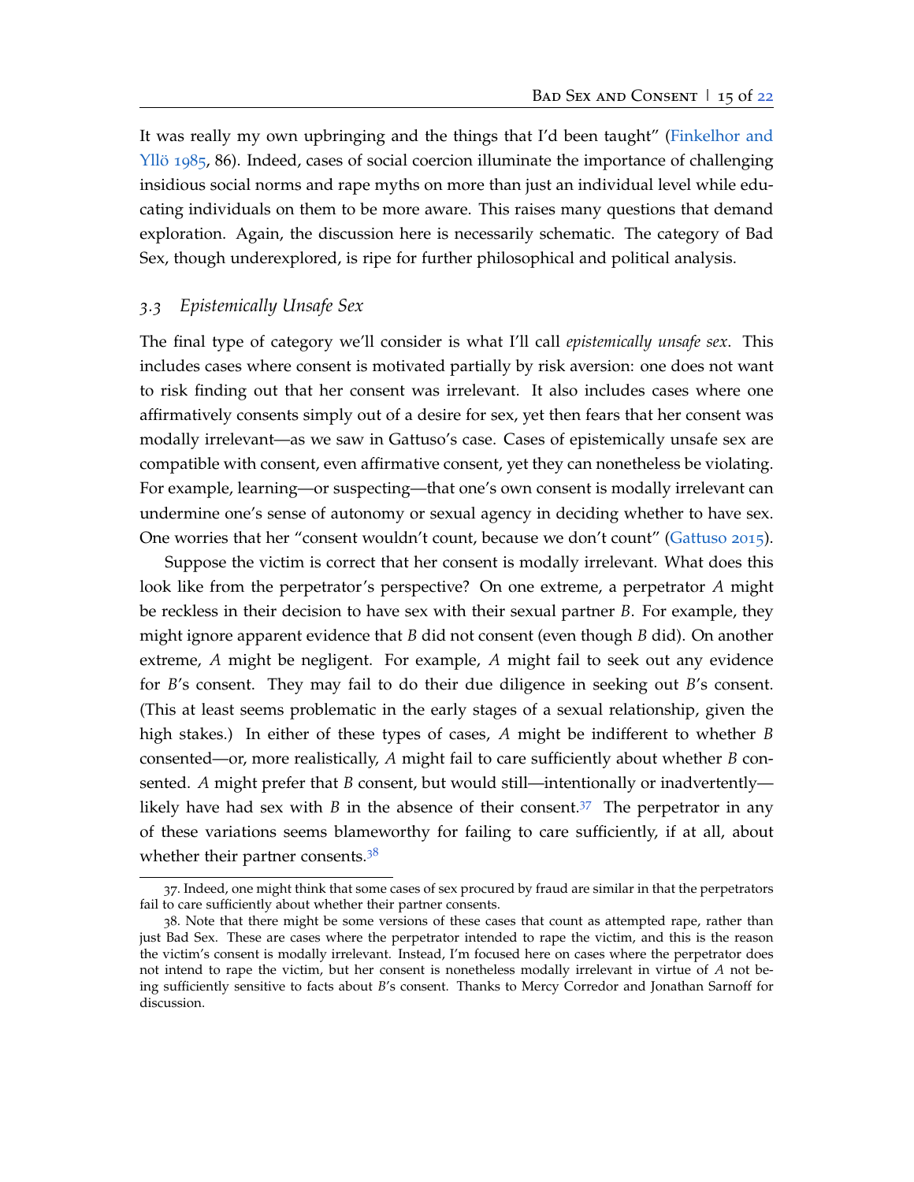It was really my own upbringing and the things that I'd been taught" (Finkelhor and Yllö 1985, 86). Indeed, cases of social coercion illuminate the importance of challenging insidious social norms and rape myths on more than just an individual level while educating individuals on them to be more aware. This raises many questions that demand exploration. Again, the discussion here is necessarily schematic. The category of Bad Sex, though underexplored, is ripe for further philosophical and political analysis.

### 3.3 *Epistemically Unsafe Sex*

The final type of category we'll consider is what I'll call *epistemically unsafe sex*. This includes cases where consent is motivated partially by risk aversion: one does not want to risk finding out that her consent was irrelevant. It also includes cases where one affirmatively consents simply out of a desire for sex, yet then fears that her consent was modally irrelevant—as we saw in Gattuso's case. Cases of epistemically unsafe sex are compatible with consent, even affirmative consent, yet they can nonetheless be violating. For example, learning—or suspecting—that one's own consent is modally irrelevant can undermine one's sense of autonomy or sexual agency in deciding whether to have sex. One worries that her "consent wouldn't count, because we don't count" (Gattuso 2015).

Suppose the victim is correct that her consent is modally irrelevant. What does this look like from the perpetrator's perspective? On one extreme, a perpetrator *A* might be reckless in their decision to have sex with their sexual partner *B*. For example, they might ignore apparent evidence that *B* did not consent (even though *B* did). On another extreme, *A* might be negligent. For example, *A* might fail to seek out any evidence for *B*'s consent. They may fail to do their due diligence in seeking out *B*'s consent. (This at least seems problematic in the early stages of a sexual relationship, given the high stakes.) In either of these types of cases, *A* might be indifferent to whether *B* consented—or, more realistically, *A* might fail to care sufficiently about whether *B* consented. *A* might prefer that *B* consent, but would still—intentionally or inadvertently—likely have had sex with *B* in the absence of their consent.[37] The perpetrator in any of these variations seems blameworthy for failing to care sufficiently, if at all, about whether their partner consents.[38]

---

37. Indeed, one might think that some cases of sex procured by fraud are similar in that the perpetrators fail to care sufficiently about whether their partner consents.

38. Note that there might be some versions of these cases that count as attempted rape, rather than just Bad Sex. These are cases where the perpetrator intended to rape the victim, and this is the reason the victim's consent is modally irrelevant. Instead, I'm focused here on cases where the perpetrator does not intend to rape the victim, but her consent is nonetheless modally irrelevant in virtue of *A* not being sufficiently sensitive to facts about *B*'s consent. Thanks to Mercy Corredor and Jonathan Sarnoff for discussion.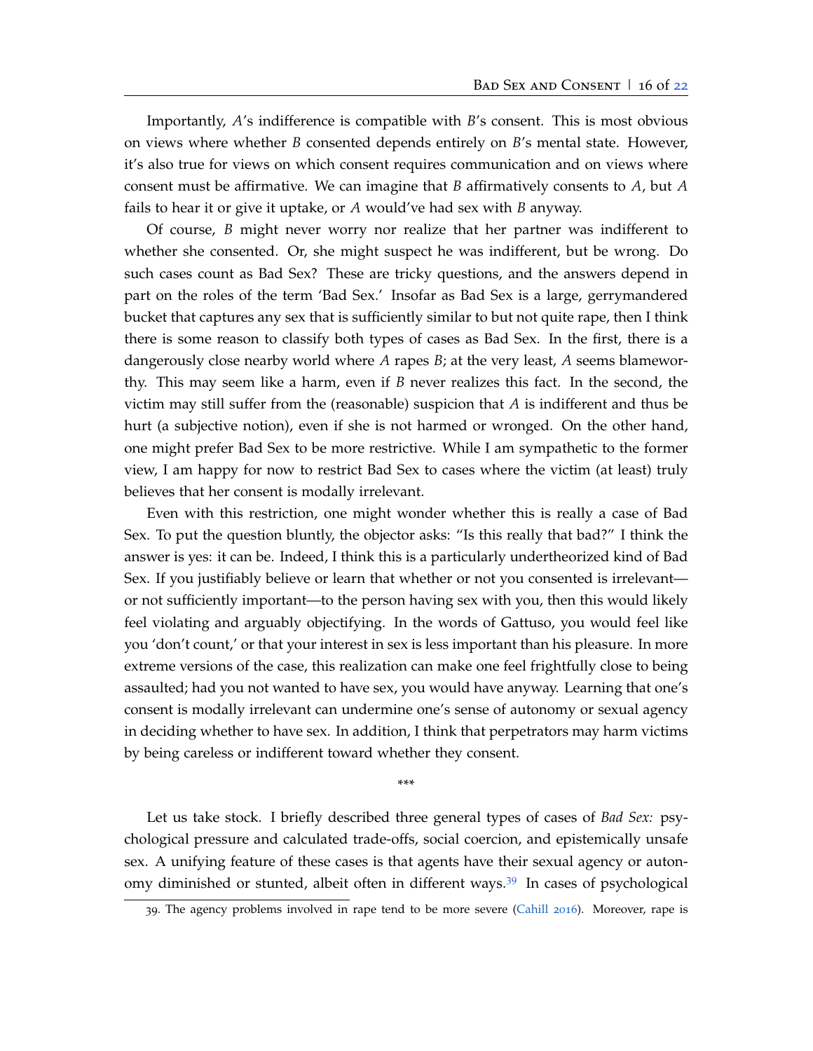Importantly, *A*'s indifference is compatible with *B*'s consent. This is most obvious on views where whether *B* consented depends entirely on *B*'s mental state. However, it's also true for views on which consent requires communication and on views where consent must be affirmative. We can imagine that *B* affirmatively consents to *A*, but *A* fails to hear it or give it uptake, or *A* would've had sex with *B* anyway.

Of course, *B* might never worry nor realize that her partner was indifferent to whether she consented. Or, she might suspect he was indifferent, but be wrong. Do such cases count as Bad Sex? These are tricky questions, and the answers depend in part on the roles of the term 'Bad Sex.' Insofar as Bad Sex is a large, gerrymandered bucket that captures any sex that is sufficiently similar to but not quite rape, then I think there is some reason to classify both types of cases as Bad Sex. In the first, there is a dangerously close nearby world where *A* rapes *B*; at the very least, *A* seems blameworthy. This may seem like a harm, even if *B* never realizes this fact. In the second, the victim may still suffer from the (reasonable) suspicion that *A* is indifferent and thus be hurt (a subjective notion), even if she is not harmed or wronged. On the other hand, one might prefer Bad Sex to be more restrictive. While I am sympathetic to the former view, I am happy for now to restrict Bad Sex to cases where the victim (at least) truly believes that her consent is modally irrelevant.

Even with this restriction, one might wonder whether this is really a case of Bad Sex. To put the question bluntly, the objector asks: "Is this really that bad?" I think the answer is yes: it can be. Indeed, I think this is a particularly undertheorized kind of Bad Sex. If you justifiably believe or learn that whether or not you consented is irrelevant—or not sufficiently important—to the person having sex with you, then this would likely feel violating and arguably objectifying. In the words of Gattuso, you would feel like you 'don't count,' or that your interest in sex is less important than his pleasure. In more extreme versions of the case, this realization can make one feel frightfully close to being assaulted; had you not wanted to have sex, you would have anyway. Learning that one's consent is modally irrelevant can undermine one's sense of autonomy or sexual agency in deciding whether to have sex. In addition, I think that perpetrators may harm victims by being careless or indifferent toward whether they consent.

***

Let us take stock. I briefly described three general types of cases of *Bad Sex:* psychological pressure and calculated trade-offs, social coercion, and epistemically unsafe sex. A unifying feature of these cases is that agents have their sexual agency or autonomy diminished or stunted, albeit often in different ways.[39] In cases of psychological

39. The agency problems involved in rape tend to be more severe (Cahill 2016). Moreover, rape is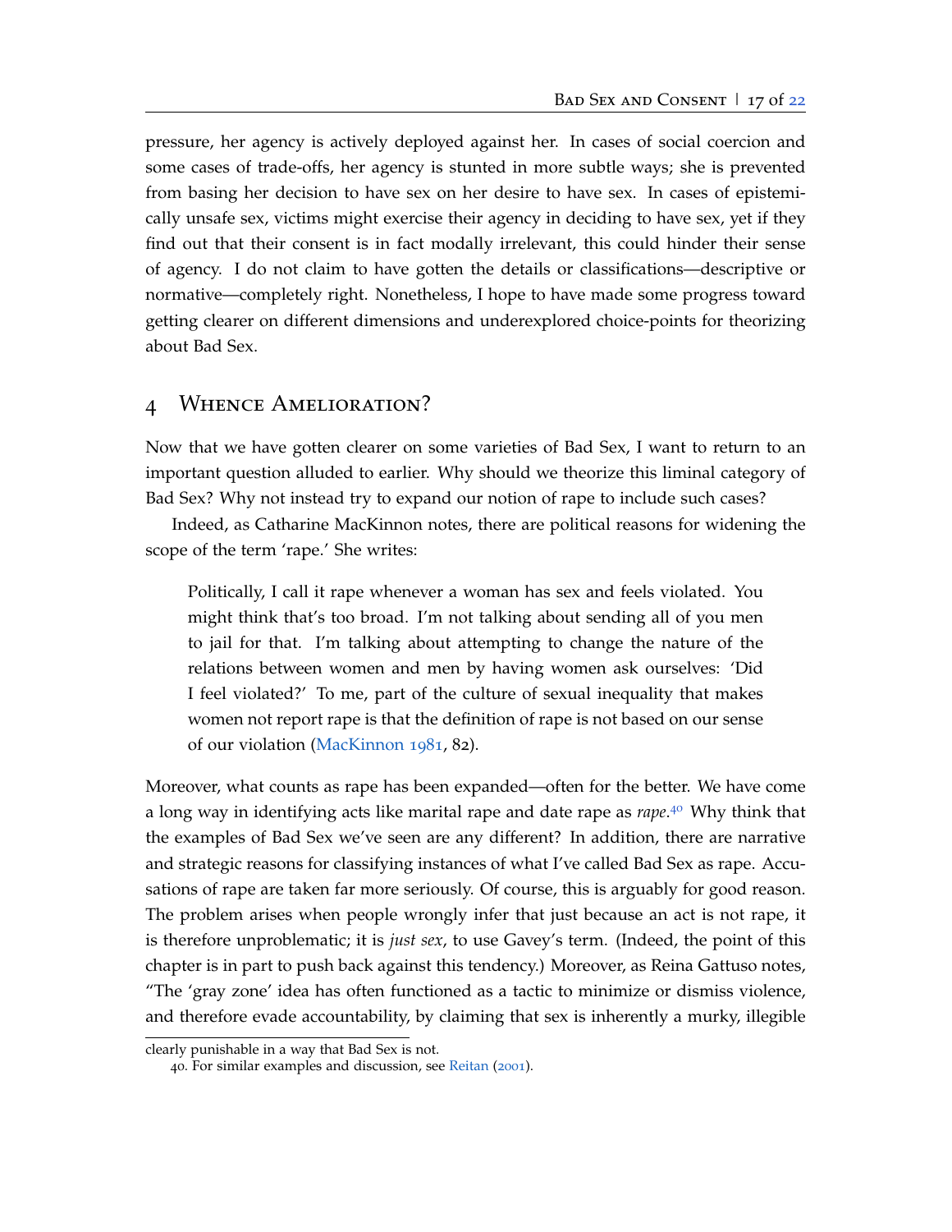pressure, her agency is actively deployed against her. In cases of social coercion and some cases of trade-offs, her agency is stunted in more subtle ways; she is prevented from basing her decision to have sex on her desire to have sex. In cases of epistemically unsafe sex, victims might exercise their agency in deciding to have sex, yet if they find out that their consent is in fact modally irrelevant, this could hinder their sense of agency. I do not claim to have gotten the details or classifications—descriptive or normative—completely right. Nonetheless, I hope to have made some progress toward getting clearer on different dimensions and underexplored choice-points for theorizing about Bad Sex.

## 4 Whence Amelioration?

Now that we have gotten clearer on some varieties of Bad Sex, I want to return to an important question alluded to earlier. Why should we theorize this liminal category of Bad Sex? Why not instead try to expand our notion of rape to include such cases?

Indeed, as Catharine MacKinnon notes, there are political reasons for widening the scope of the term 'rape.' She writes:

> Politically, I call it rape whenever a woman has sex and feels violated. You might think that's too broad. I'm not talking about sending all of you men to jail for that. I'm talking about attempting to change the nature of the relations between women and men by having women ask ourselves: 'Did I feel violated?' To me, part of the culture of sexual inequality that makes women not report rape is that the definition of rape is not based on our sense of our violation (MacKinnon 1981, 82).

Moreover, what counts as rape has been expanded—often for the better. We have come a long way in identifying acts like marital rape and date rape as *rape*.[40] Why think that the examples of Bad Sex we've seen are any different? In addition, there are narrative and strategic reasons for classifying instances of what I've called Bad Sex as rape. Accusations of rape are taken far more seriously. Of course, this is arguably for good reason. The problem arises when people wrongly infer that just because an act is not rape, it is therefore unproblematic; it is *just sex*, to use Gavey's term. (Indeed, the point of this chapter is in part to push back against this tendency.) Moreover, as Reina Gattuso notes, "The 'gray zone' idea has often functioned as a tactic to minimize or dismiss violence, and therefore evade accountability, by claiming that sex is inherently a murky, illegible

---

clearly punishable in a way that Bad Sex is not.

40. For similar examples and discussion, see Reitan (2001).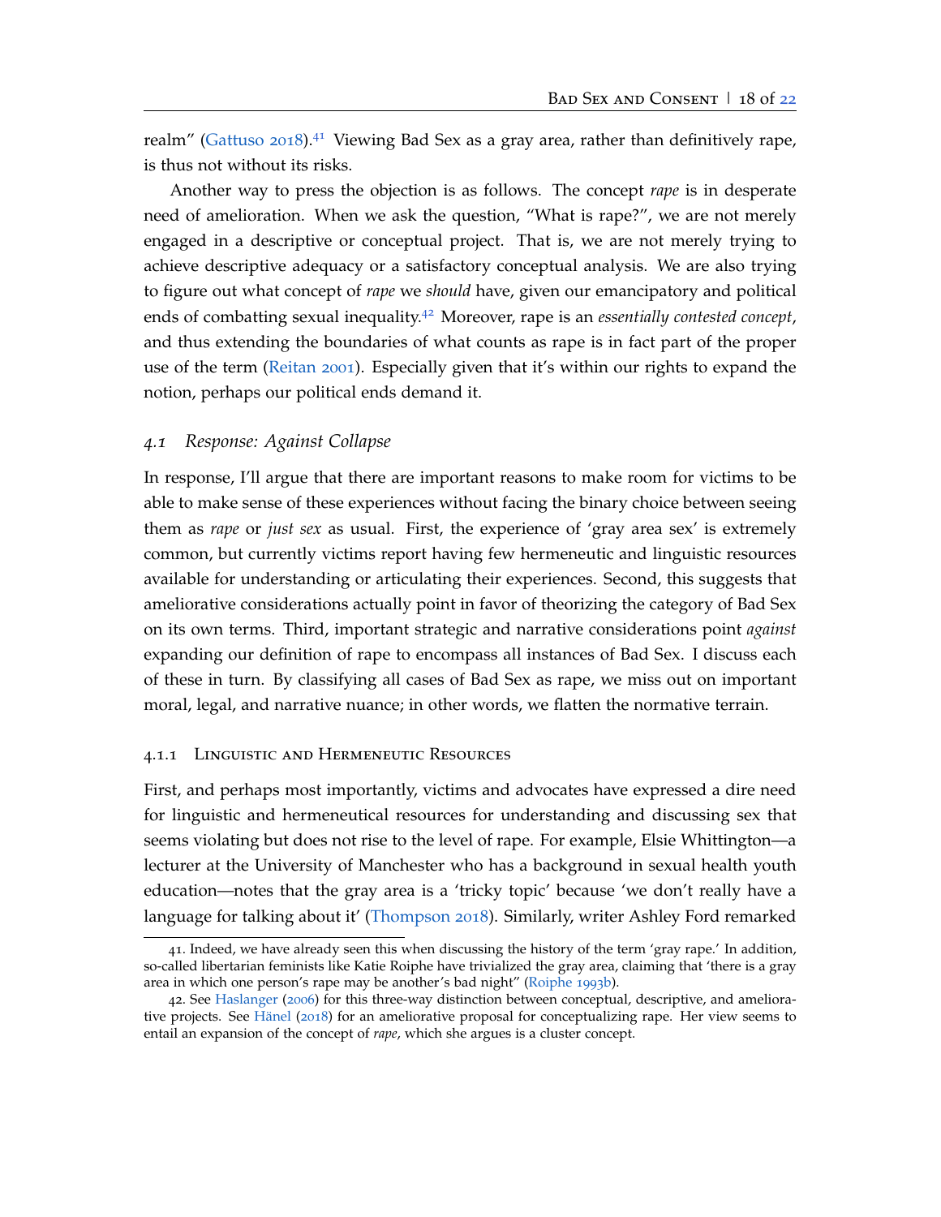realm" (Gattuso 2018).[41] Viewing Bad Sex as a gray area, rather than definitively rape, is thus not without its risks.

Another way to press the objection is as follows. The concept *rape* is in desperate need of amelioration. When we ask the question, "What is rape?", we are not merely engaged in a descriptive or conceptual project. That is, we are not merely trying to achieve descriptive adequacy or a satisfactory conceptual analysis. We are also trying to figure out what concept of *rape* we *should* have, given our emancipatory and political ends of combatting sexual inequality.[42] Moreover, rape is an *essentially contested concept*, and thus extending the boundaries of what counts as rape is in fact part of the proper use of the term (Reitan 2001). Especially given that it's within our rights to expand the notion, perhaps our political ends demand it.

## 4.1 *Response: Against Collapse*

In response, I'll argue that there are important reasons to make room for victims to be able to make sense of these experiences without facing the binary choice between seeing them as *rape* or *just sex* as usual. First, the experience of 'gray area sex' is extremely common, but currently victims report having few hermeneutic and linguistic resources available for understanding or articulating their experiences. Second, this suggests that ameliorative considerations actually point in favor of theorizing the category of Bad Sex on its own terms. Third, important strategic and narrative considerations point *against* expanding our definition of rape to encompass all instances of Bad Sex. I discuss each of these in turn. By classifying all cases of Bad Sex as rape, we miss out on important moral, legal, and narrative nuance; in other words, we flatten the normative terrain.

### 4.1.1 Linguistic and Hermeneutic Resources

First, and perhaps most importantly, victims and advocates have expressed a dire need for linguistic and hermeneutical resources for understanding and discussing sex that seems violating but does not rise to the level of rape. For example, Elsie Whittington—a lecturer at the University of Manchester who has a background in sexual health youth education—notes that the gray area is a 'tricky topic' because 'we don't really have a language for talking about it' (Thompson 2018). Similarly, writer Ashley Ford remarked

41. Indeed, we have already seen this when discussing the history of the term 'gray rape.' In addition, so-called libertarian feminists like Katie Roiphe have trivialized the gray area, claiming that 'there is a gray area in which one person's rape may be another's bad night" (Roiphe 1993b).

42. See Haslanger (2006) for this three-way distinction between conceptual, descriptive, and ameliorative projects. See Hänel (2018) for an ameliorative proposal for conceptualizing rape. Her view seems to entail an expansion of the concept of *rape*, which she argues is a cluster concept.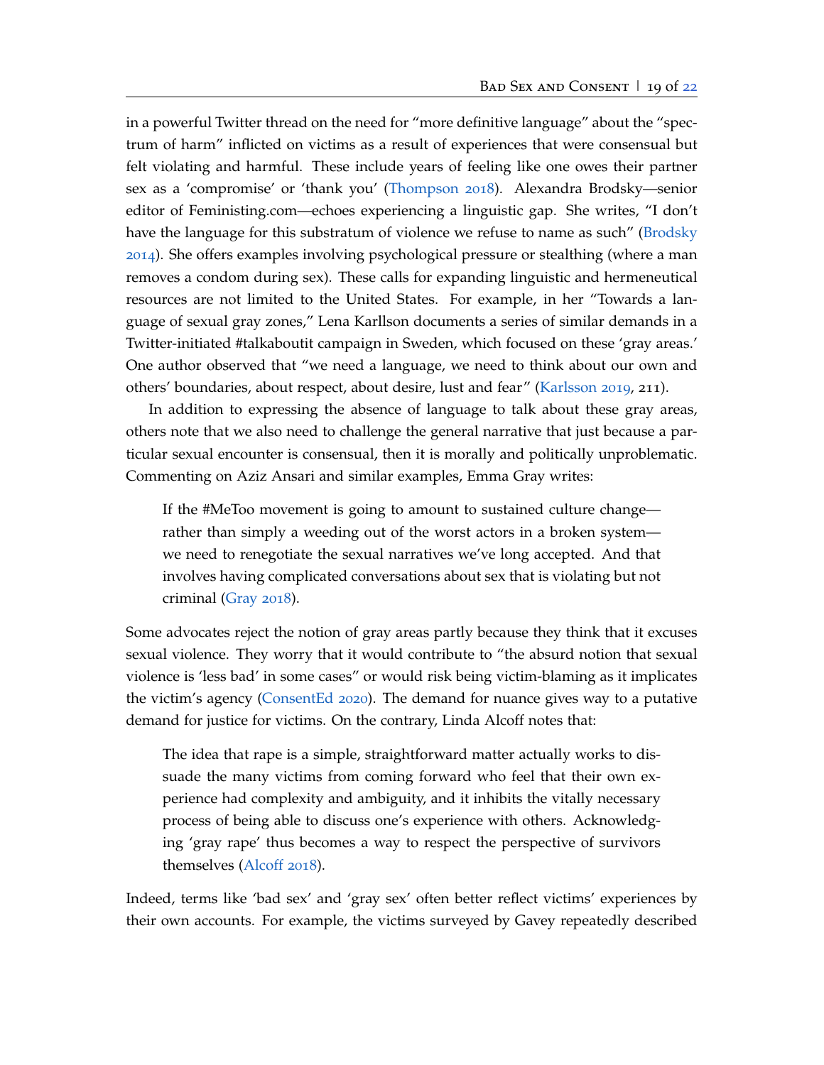in a powerful Twitter thread on the need for "more definitive language" about the "spectrum of harm" inflicted on victims as a result of experiences that were consensual but felt violating and harmful. These include years of feeling like one owes their partner sex as a 'compromise' or 'thank you' (Thompson 2018). Alexandra Brodsky—senior editor of Feministing.com—echoes experiencing a linguistic gap. She writes, "I don't have the language for this substratum of violence we refuse to name as such" (Brodsky 2014). She offers examples involving psychological pressure or stealthing (where a man removes a condom during sex). These calls for expanding linguistic and hermeneutical resources are not limited to the United States. For example, in her "Towards a language of sexual gray zones," Lena Karllson documents a series of similar demands in a Twitter-initiated #talkaboutit campaign in Sweden, which focused on these 'gray areas.' One author observed that "we need a language, we need to think about our own and others' boundaries, about respect, about desire, lust and fear" (Karlsson 2019, 211).

In addition to expressing the absence of language to talk about these gray areas, others note that we also need to challenge the general narrative that just because a particular sexual encounter is consensual, then it is morally and politically unproblematic. Commenting on Aziz Ansari and similar examples, Emma Gray writes:

> If the #MeToo movement is going to amount to sustained culture change—rather than simply a weeding out of the worst actors in a broken system—we need to renegotiate the sexual narratives we've long accepted. And that involves having complicated conversations about sex that is violating but not criminal (Gray 2018).

Some advocates reject the notion of gray areas partly because they think that it excuses sexual violence. They worry that it would contribute to "the absurd notion that sexual violence is 'less bad' in some cases" or would risk being victim-blaming as it implicates the victim's agency (ConsentEd 2020). The demand for nuance gives way to a putative demand for justice for victims. On the contrary, Linda Alcoff notes that:

> The idea that rape is a simple, straightforward matter actually works to dissuade the many victims from coming forward who feel that their own experience had complexity and ambiguity, and it inhibits the vitally necessary process of being able to discuss one's experience with others. Acknowledging 'gray rape' thus becomes a way to respect the perspective of survivors themselves (Alcoff 2018).

Indeed, terms like 'bad sex' and 'gray sex' often better reflect victims' experiences by their own accounts. For example, the victims surveyed by Gavey repeatedly described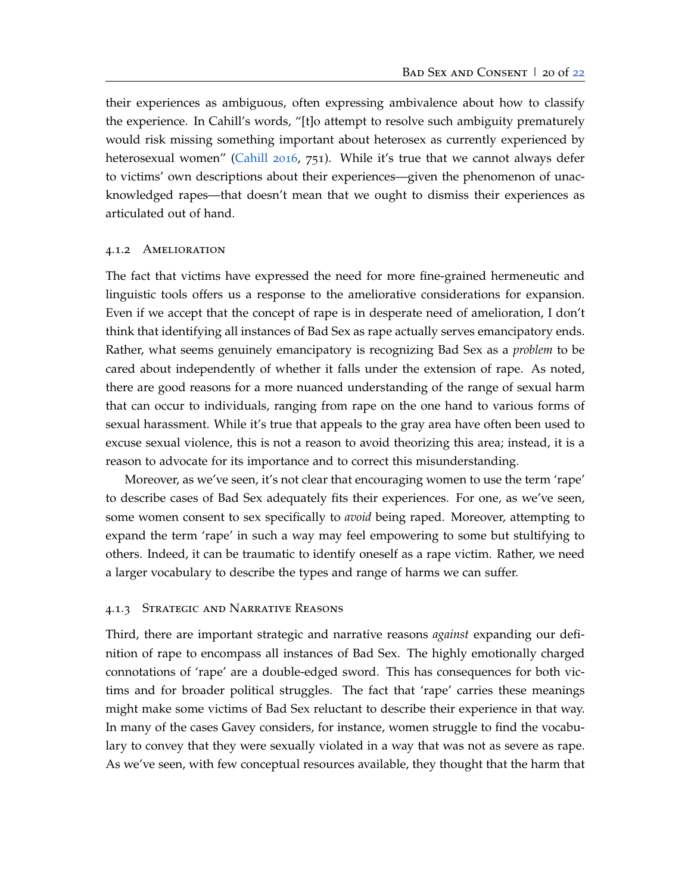their experiences as ambiguous, often expressing ambivalence about how to classify the experience. In Cahill's words, "[t]o attempt to resolve such ambiguity prematurely would risk missing something important about heterosex as currently experienced by heterosexual women" (Cahill 2016, 751). While it's true that we cannot always defer to victims' own descriptions about their experiences—given the phenomenon of unacknowledged rapes—that doesn't mean that we ought to dismiss their experiences as articulated out of hand.

### 4.1.2 Amelioration

The fact that victims have expressed the need for more fine-grained hermeneutic and linguistic tools offers us a response to the ameliorative considerations for expansion. Even if we accept that the concept of rape is in desperate need of amelioration, I don't think that identifying all instances of Bad Sex as rape actually serves emancipatory ends. Rather, what seems genuinely emancipatory is recognizing Bad Sex as a *problem* to be cared about independently of whether it falls under the extension of rape. As noted, there are good reasons for a more nuanced understanding of the range of sexual harm that can occur to individuals, ranging from rape on the one hand to various forms of sexual harassment. While it's true that appeals to the gray area have often been used to excuse sexual violence, this is not a reason to avoid theorizing this area; instead, it is a reason to advocate for its importance and to correct this misunderstanding.

Moreover, as we've seen, it's not clear that encouraging women to use the term 'rape' to describe cases of Bad Sex adequately fits their experiences. For one, as we've seen, some women consent to sex specifically to *avoid* being raped. Moreover, attempting to expand the term 'rape' in such a way may feel empowering to some but stultifying to others. Indeed, it can be traumatic to identify oneself as a rape victim. Rather, we need a larger vocabulary to describe the types and range of harms we can suffer.

### 4.1.3 Strategic and Narrative Reasons

Third, there are important strategic and narrative reasons *against* expanding our definition of rape to encompass all instances of Bad Sex. The highly emotionally charged connotations of 'rape' are a double-edged sword. This has consequences for both victims and for broader political struggles. The fact that 'rape' carries these meanings might make some victims of Bad Sex reluctant to describe their experience in that way. In many of the cases Gavey considers, for instance, women struggle to find the vocabulary to convey that they were sexually violated in a way that was not as severe as rape. As we've seen, with few conceptual resources available, they thought that the harm that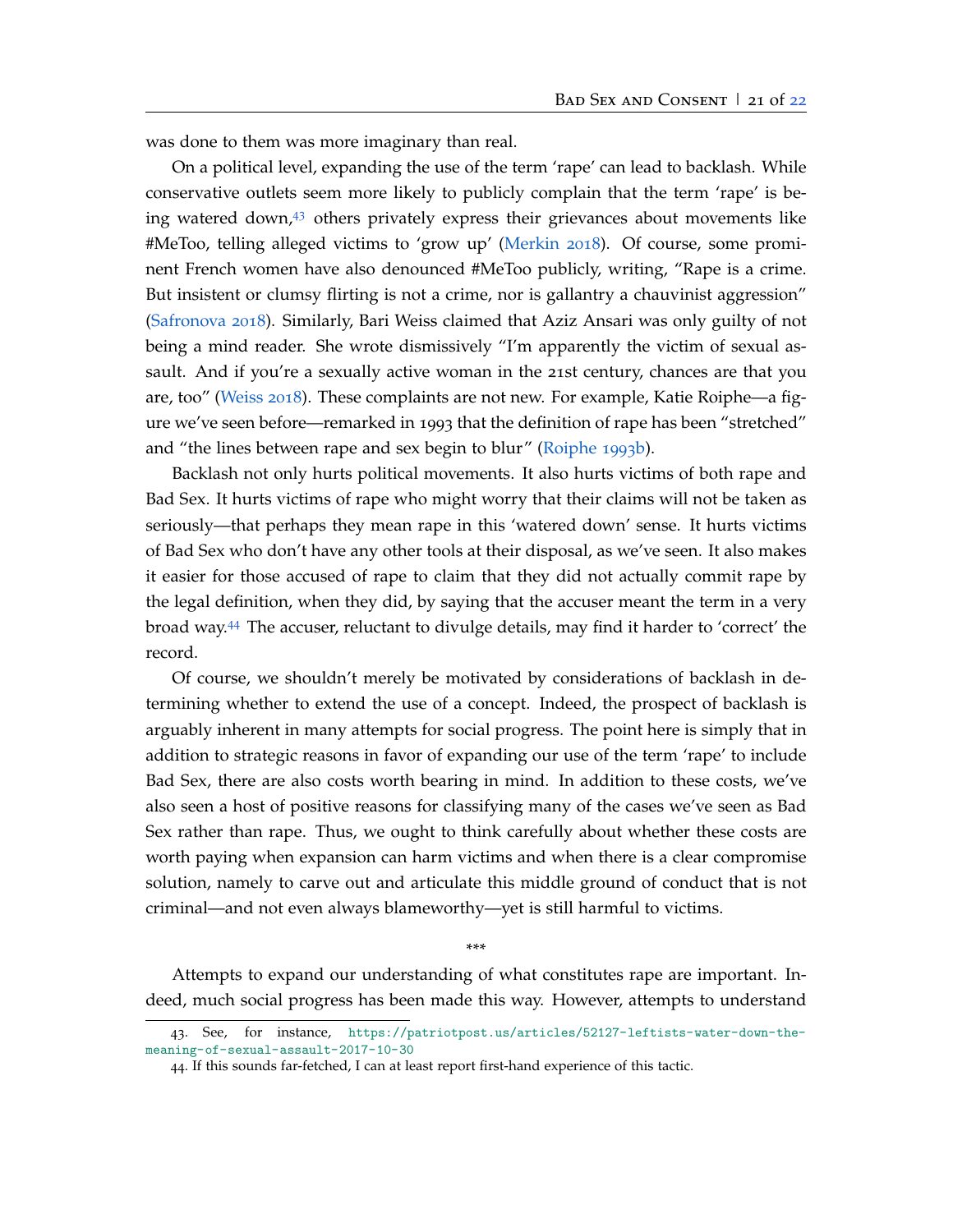was done to them was more imaginary than real.

On a political level, expanding the use of the term 'rape' can lead to backlash. While conservative outlets seem more likely to publicly complain that the term 'rape' is being watered down,[43] others privately express their grievances about movements like #MeToo, telling alleged victims to 'grow up' (Merkin 2018). Of course, some prominent French women have also denounced #MeToo publicly, writing, "Rape is a crime. But insistent or clumsy flirting is not a crime, nor is gallantry a chauvinist aggression" (Safronova 2018). Similarly, Bari Weiss claimed that Aziz Ansari was only guilty of not being a mind reader. She wrote dismissively "I'm apparently the victim of sexual assault. And if you're a sexually active woman in the 21st century, chances are that you are, too" (Weiss 2018). These complaints are not new. For example, Katie Roiphe—a figure we've seen before—remarked in 1993 that the definition of rape has been "stretched" and "the lines between rape and sex begin to blur" (Roiphe 1993b).

Backlash not only hurts political movements. It also hurts victims of both rape and Bad Sex. It hurts victims of rape who might worry that their claims will not be taken as seriously—that perhaps they mean rape in this 'watered down' sense. It hurts victims of Bad Sex who don't have any other tools at their disposal, as we've seen. It also makes it easier for those accused of rape to claim that they did not actually commit rape by the legal definition, when they did, by saying that the accuser meant the term in a very broad way.[44] The accuser, reluctant to divulge details, may find it harder to 'correct' the record.

Of course, we shouldn't merely be motivated by considerations of backlash in determining whether to extend the use of a concept. Indeed, the prospect of backlash is arguably inherent in many attempts for social progress. The point here is simply that in addition to strategic reasons in favor of expanding our use of the term 'rape' to include Bad Sex, there are also costs worth bearing in mind. In addition to these costs, we've also seen a host of positive reasons for classifying many of the cases we've seen as Bad Sex rather than rape. Thus, we ought to think carefully about whether these costs are worth paying when expansion can harm victims and when there is a clear compromise solution, namely to carve out and articulate this middle ground of conduct that is not criminal—and not even always blameworthy—yet is still harmful to victims.

\*\*\*

Attempts to expand our understanding of what constitutes rape are important. Indeed, much social progress has been made this way. However, attempts to understand

---

43. See, for instance, https://patriotpost.us/articles/52127-leftists-water-down-the-meaning-of-sexual-assault-2017-10-30

44. If this sounds far-fetched, I can at least report first-hand experience of this tactic.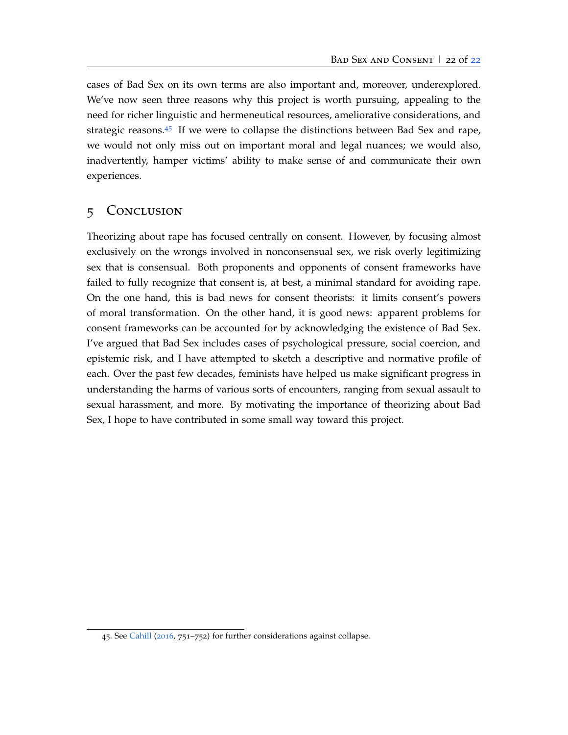cases of Bad Sex on its own terms are also important and, moreover, underexplored. We've now seen three reasons why this project is worth pursuing, appealing to the need for richer linguistic and hermeneutical resources, ameliorative considerations, and strategic reasons.[45] If we were to collapse the distinctions between Bad Sex and rape, we would not only miss out on important moral and legal nuances; we would also, inadvertently, hamper victims' ability to make sense of and communicate their own experiences.

## 5 Conclusion

Theorizing about rape has focused centrally on consent. However, by focusing almost exclusively on the wrongs involved in nonconsensual sex, we risk overly legitimizing sex that is consensual. Both proponents and opponents of consent frameworks have failed to fully recognize that consent is, at best, a minimal standard for avoiding rape. On the one hand, this is bad news for consent theorists: it limits consent's powers of moral transformation. On the other hand, it is good news: apparent problems for consent frameworks can be accounted for by acknowledging the existence of Bad Sex. I've argued that Bad Sex includes cases of psychological pressure, social coercion, and epistemic risk, and I have attempted to sketch a descriptive and normative profile of each. Over the past few decades, feminists have helped us make significant progress in understanding the harms of various sorts of encounters, ranging from sexual assault to sexual harassment, and more. By motivating the importance of theorizing about Bad Sex, I hope to have contributed in some small way toward this project.

---

45. See Cahill (2016, 751–752) for further considerations against collapse.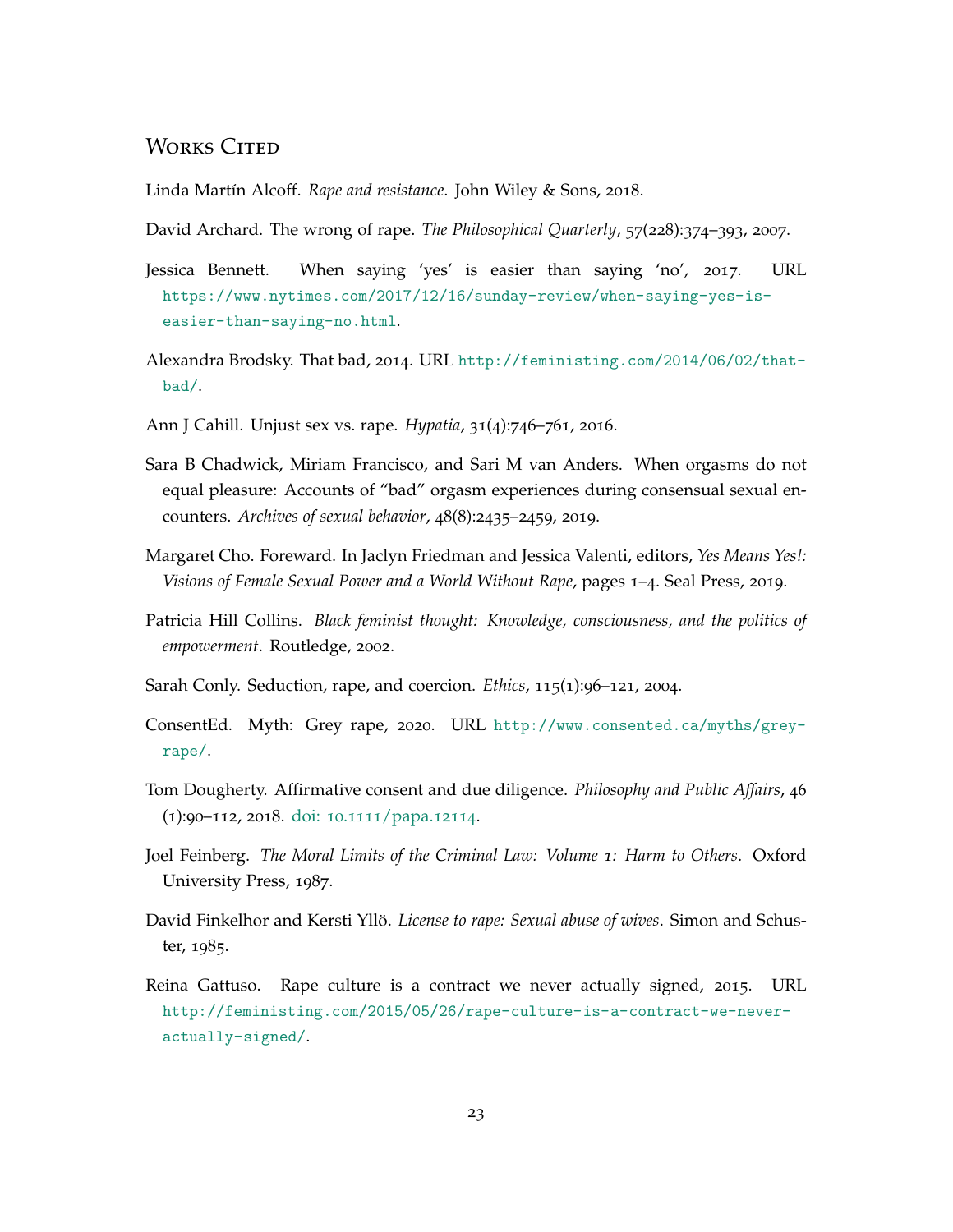## Works Cited

Linda Martín Alcoff. *Rape and resistance*. John Wiley & Sons, 2018.

David Archard. The wrong of rape. *The Philosophical Quarterly*, 57(228):374–393, 2007.

Jessica Bennett. When saying 'yes' is easier than saying 'no', 2017. URL https://www.nytimes.com/2017/12/16/sunday-review/when-saying-yes-is-easier-than-saying-no.html.

Alexandra Brodsky. That bad, 2014. URL http://feministing.com/2014/06/02/that-bad/.

Ann J Cahill. Unjust sex vs. rape. *Hypatia*, 31(4):746–761, 2016.

Sara B Chadwick, Miriam Francisco, and Sari M van Anders. When orgasms do not equal pleasure: Accounts of "bad" orgasm experiences during consensual sexual encounters. *Archives of sexual behavior*, 48(8):2435–2459, 2019.

Margaret Cho. Foreward. In Jaclyn Friedman and Jessica Valenti, editors, *Yes Means Yes!: Visions of Female Sexual Power and a World Without Rape*, pages 1–4. Seal Press, 2019.

Patricia Hill Collins. *Black feminist thought: Knowledge, consciousness, and the politics of empowerment*. Routledge, 2002.

Sarah Conly. Seduction, rape, and coercion. *Ethics*, 115(1):96–121, 2004.

ConsentEd. Myth: Grey rape, 2020. URL http://www.consented.ca/myths/grey-rape/.

Tom Dougherty. Affirmative consent and due diligence. *Philosophy and Public Affairs*, 46 (1):90–112, 2018. doi: 10.1111/papa.12114.

Joel Feinberg. *The Moral Limits of the Criminal Law: Volume 1: Harm to Others*. Oxford University Press, 1987.

David Finkelhor and Kersti Yllö. *License to rape: Sexual abuse of wives*. Simon and Schuster, 1985.

Reina Gattuso. Rape culture is a contract we never actually signed, 2015. URL http://feministing.com/2015/05/26/rape-culture-is-a-contract-we-never-actually-signed/.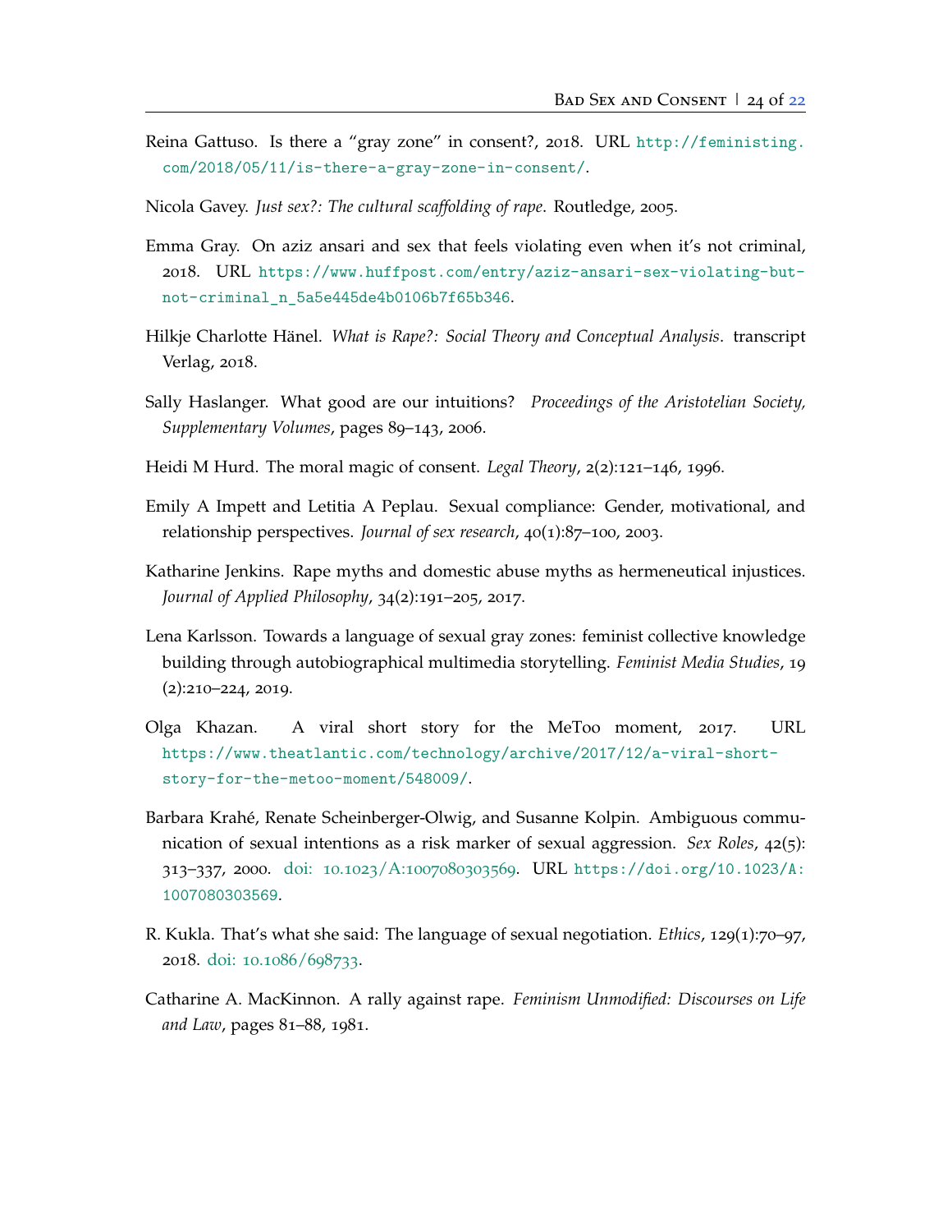Reina Gattuso. Is there a “gray zone” in consent?, 2018. URL http://feministing.com/2018/05/11/is-there-a-gray-zone-in-consent/.

Nicola Gavey. *Just sex?: The cultural scaffolding of rape*. Routledge, 2005.

Emma Gray. On aziz ansari and sex that feels violating even when it’s not criminal, 2018. URL https://www.huffpost.com/entry/aziz-ansari-sex-violating-but-not-criminal_n_5a5e445de4b0106b7f65b346.

Hilkje Charlotte Hänel. *What is Rape?: Social Theory and Conceptual Analysis*. transcript Verlag, 2018.

Sally Haslanger. What good are our intuitions? *Proceedings of the Aristotelian Society, Supplementary Volumes*, pages 89–143, 2006.

Heidi M Hurd. The moral magic of consent. *Legal Theory*, 2(2):121–146, 1996.

Emily A Impett and Letitia A Peplau. Sexual compliance: Gender, motivational, and relationship perspectives. *Journal of sex research*, 40(1):87–100, 2003.

Katharine Jenkins. Rape myths and domestic abuse myths as hermeneutical injustices. *Journal of Applied Philosophy*, 34(2):191–205, 2017.

Lena Karlsson. Towards a language of sexual gray zones: feminist collective knowledge building through autobiographical multimedia storytelling. *Feminist Media Studies*, 19 (2):210–224, 2019.

Olga Khazan. A viral short story for the MeToo moment, 2017. URL https://www.theatlantic.com/technology/archive/2017/12/a-viral-short-story-for-the-metoo-moment/548009/.

Barbara Krahé, Renate Scheinberger-Olwig, and Susanne Kolpin. Ambiguous communication of sexual intentions as a risk marker of sexual aggression. *Sex Roles*, 42(5): 313–337, 2000. doi: 10.1023/A:1007080303569. URL https://doi.org/10.1023/A:1007080303569.

R. Kukla. That’s what she said: The language of sexual negotiation. *Ethics*, 129(1):70–97, 2018. doi: 10.1086/698733.

Catharine A. MacKinnon. A rally against rape. *Feminism Unmodified: Discourses on Life and Law*, pages 81–88, 1981.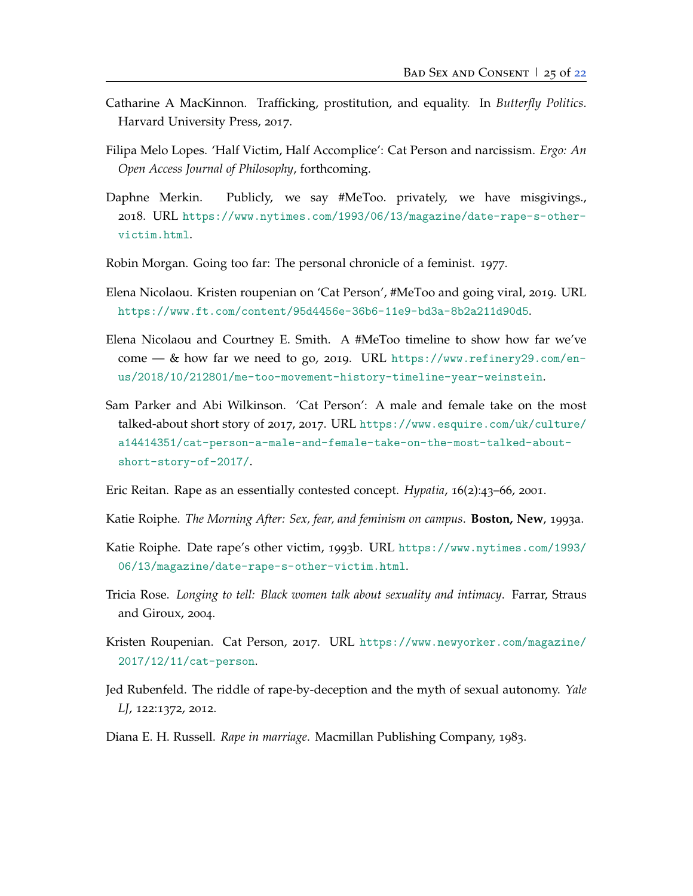Catharine A MacKinnon. Trafficking, prostitution, and equality. In *Butterfly Politics*. Harvard University Press, 2017.

Filipa Melo Lopes. 'Half Victim, Half Accomplice': Cat Person and narcissism. *Ergo: An Open Access Journal of Philosophy*, forthcoming.

Daphne Merkin. Publicly, we say #MeToo. privately, we have misgivings., 2018. URL https://www.nytimes.com/1993/06/13/magazine/date-rape-s-other-victim.html.

Robin Morgan. Going too far: The personal chronicle of a feminist. 1977.

Elena Nicolaou. Kristen roupenian on 'Cat Person', #MeToo and going viral, 2019. URL https://www.ft.com/content/95d4456e-36b6-11e9-bd3a-8b2a211d90d5.

Elena Nicolaou and Courtney E. Smith. A #MeToo timeline to show how far we've come — & how far we need to go, 2019. URL https://www.refinery29.com/en-us/2018/10/212801/me-too-movement-history-timeline-year-weinstein.

Sam Parker and Abi Wilkinson. 'Cat Person': A male and female take on the most talked-about short story of 2017, 2017. URL https://www.esquire.com/uk/culture/a14414351/cat-person-a-male-and-female-take-on-the-most-talked-about-short-story-of-2017/.

Eric Reitan. Rape as an essentially contested concept. *Hypatia*, 16(2):43–66, 2001.

Katie Roiphe. *The Morning After: Sex, fear, and feminism on campus*. **Boston, New**, 1993a.

Katie Roiphe. Date rape's other victim, 1993b. URL https://www.nytimes.com/1993/06/13/magazine/date-rape-s-other-victim.html.

Tricia Rose. *Longing to tell: Black women talk about sexuality and intimacy*. Farrar, Straus and Giroux, 2004.

Kristen Roupenian. Cat Person, 2017. URL https://www.newyorker.com/magazine/2017/12/11/cat-person.

Jed Rubenfeld. The riddle of rape-by-deception and the myth of sexual autonomy. *Yale LJ*, 122:1372, 2012.

Diana E. H. Russell. *Rape in marriage*. Macmillan Publishing Company, 1983.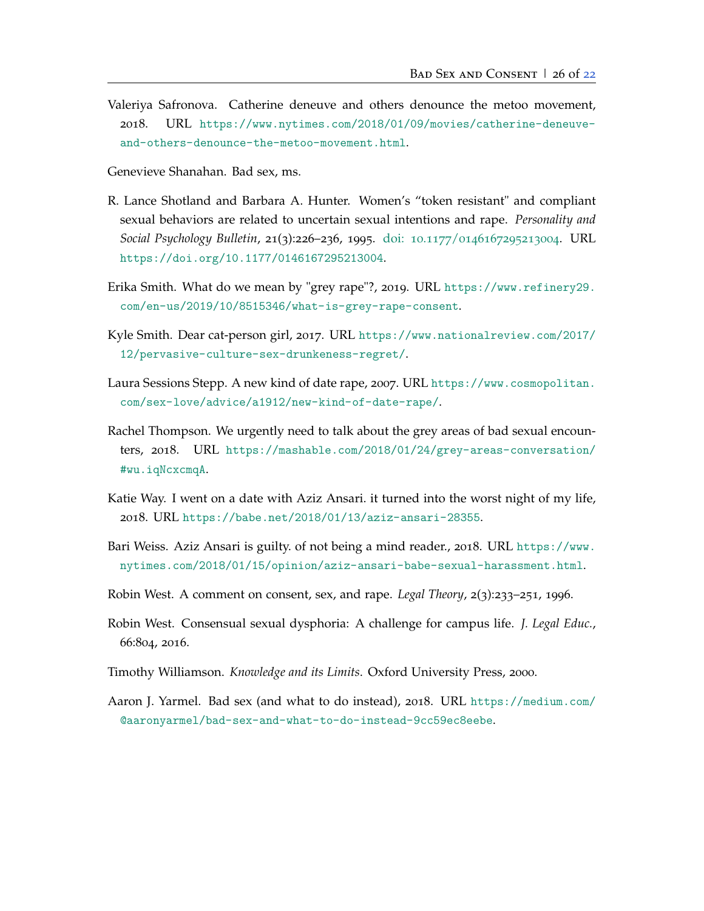Valeriya Safronova. Catherine deneuve and others denounce the metoo movement, 2018. URL https://www.nytimes.com/2018/01/09/movies/catherine-deneuve-and-others-denounce-the-metoo-movement.html.

Genevieve Shanahan. Bad sex, ms.

R. Lance Shotland and Barbara A. Hunter. Women's "token resistant" and compliant sexual behaviors are related to uncertain sexual intentions and rape. *Personality and Social Psychology Bulletin*, 21(3):226–236, 1995. doi: 10.1177/0146167295213004. URL https://doi.org/10.1177/0146167295213004.

Erika Smith. What do we mean by "grey rape"?, 2019. URL https://www.refinery29.com/en-us/2019/10/8515346/what-is-grey-rape-consent.

Kyle Smith. Dear cat-person girl, 2017. URL https://www.nationalreview.com/2017/12/pervasive-culture-sex-drunkeness-regret/.

Laura Sessions Stepp. A new kind of date rape, 2007. URL https://www.cosmopolitan.com/sex-love/advice/a1912/new-kind-of-date-rape/.

Rachel Thompson. We urgently need to talk about the grey areas of bad sexual encounters, 2018. URL https://mashable.com/2018/01/24/grey-areas-conversation/#wu.iqNcxcmqA.

Katie Way. I went on a date with Aziz Ansari. it turned into the worst night of my life, 2018. URL https://babe.net/2018/01/13/aziz-ansari-28355.

Bari Weiss. Aziz Ansari is guilty. of not being a mind reader., 2018. URL https://www.nytimes.com/2018/01/15/opinion/aziz-ansari-babe-sexual-harassment.html.

Robin West. A comment on consent, sex, and rape. *Legal Theory*, 2(3):233–251, 1996.

Robin West. Consensual sexual dysphoria: A challenge for campus life. *J. Legal Educ.*, 66:804, 2016.

Timothy Williamson. *Knowledge and its Limits*. Oxford University Press, 2000.

Aaron J. Yarmel. Bad sex (and what to do instead), 2018. URL https://medium.com/@aaronyarmel/bad-sex-and-what-to-do-instead-9cc59ec8eebe.